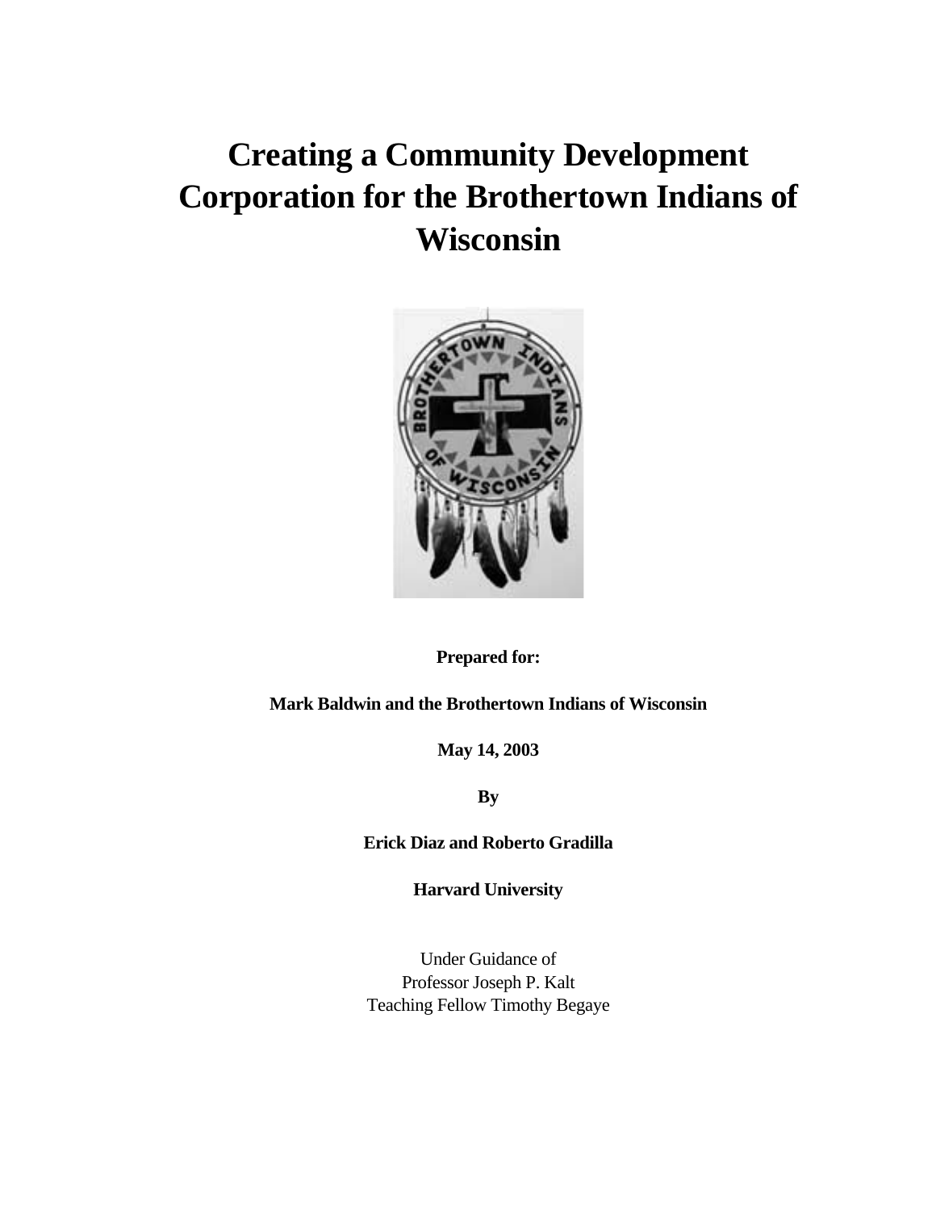# Creating a Community Development Corporation for the Brothertown Indians of Wisconsin

**Prepared for:**

**Mark Baldwin and the Brothertown Indians of Wisconsin**

**May 14, 2003**

**By**

**Erick Diaz and Roberto Gradilla**

**Harvard University**

Under Guidance of
Professor Joseph P. Kalt
Teaching Fellow Timothy Begaye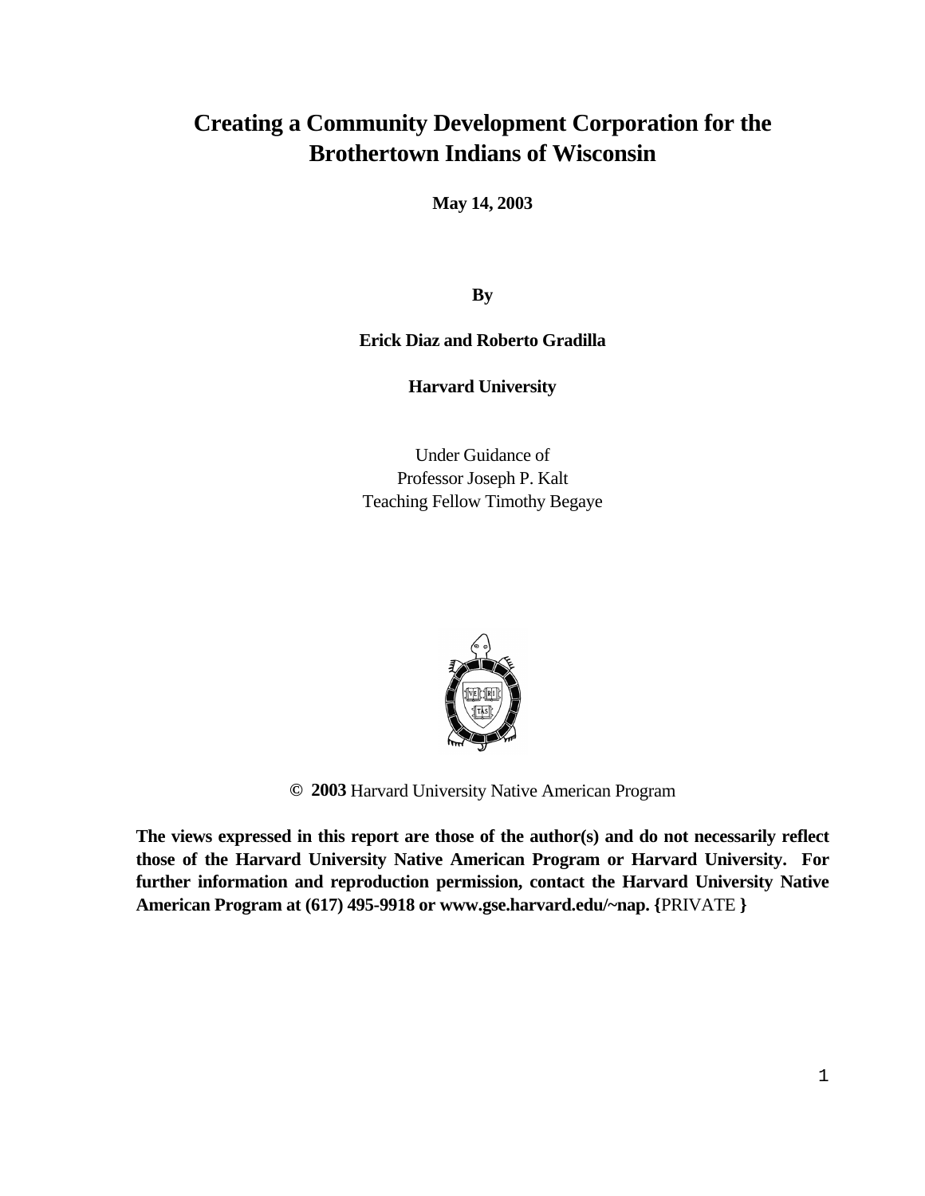# Creating a Community Development Corporation for the Brothertown Indians of Wisconsin

**May 14, 2003**

**By**

**Erick Diaz and Roberto Gradilla**

**Harvard University**

Under Guidance of
Professor Joseph P. Kalt
Teaching Fellow Timothy Begaye

© **2003** Harvard University Native American Program

**The views expressed in this report are those of the author(s) and do not necessarily reflect those of the Harvard University Native American Program or Harvard University. For further information and reproduction permission, contact the Harvard University Native American Program at (617) 495-9918 or www.gse.harvard.edu/~nap. {**PRIVATE **}**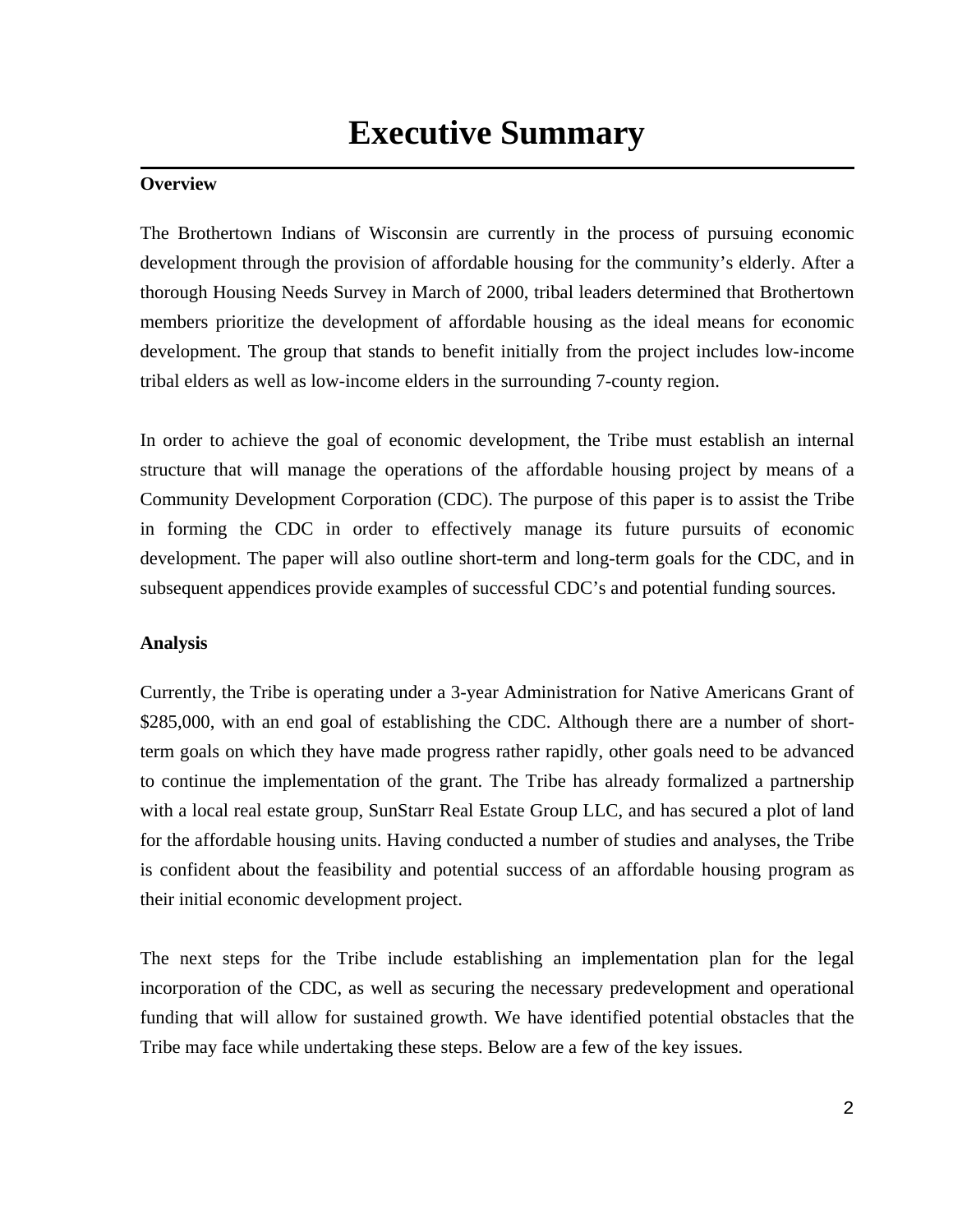# Executive Summary

**Overview**

The Brothertown Indians of Wisconsin are currently in the process of pursuing economic development through the provision of affordable housing for the community's elderly. After a thorough Housing Needs Survey in March of 2000, tribal leaders determined that Brothertown members prioritize the development of affordable housing as the ideal means for economic development. The group that stands to benefit initially from the project includes low-income tribal elders as well as low-income elders in the surrounding 7-county region.

In order to achieve the goal of economic development, the Tribe must establish an internal structure that will manage the operations of the affordable housing project by means of a Community Development Corporation (CDC). The purpose of this paper is to assist the Tribe in forming the CDC in order to effectively manage its future pursuits of economic development. The paper will also outline short-term and long-term goals for the CDC, and in subsequent appendices provide examples of successful CDC's and potential funding sources.

**Analysis**

Currently, the Tribe is operating under a 3-year Administration for Native Americans Grant of $285,000, with an end goal of establishing the CDC. Although there are a number of short-term goals on which they have made progress rather rapidly, other goals need to be advanced to continue the implementation of the grant. The Tribe has already formalized a partnership with a local real estate group, SunStarr Real Estate Group LLC, and has secured a plot of land for the affordable housing units. Having conducted a number of studies and analyses, the Tribe is confident about the feasibility and potential success of an affordable housing program as their initial economic development project.

The next steps for the Tribe include establishing an implementation plan for the legal incorporation of the CDC, as well as securing the necessary predevelopment and operational funding that will allow for sustained growth. We have identified potential obstacles that the Tribe may face while undertaking these steps. Below are a few of the key issues.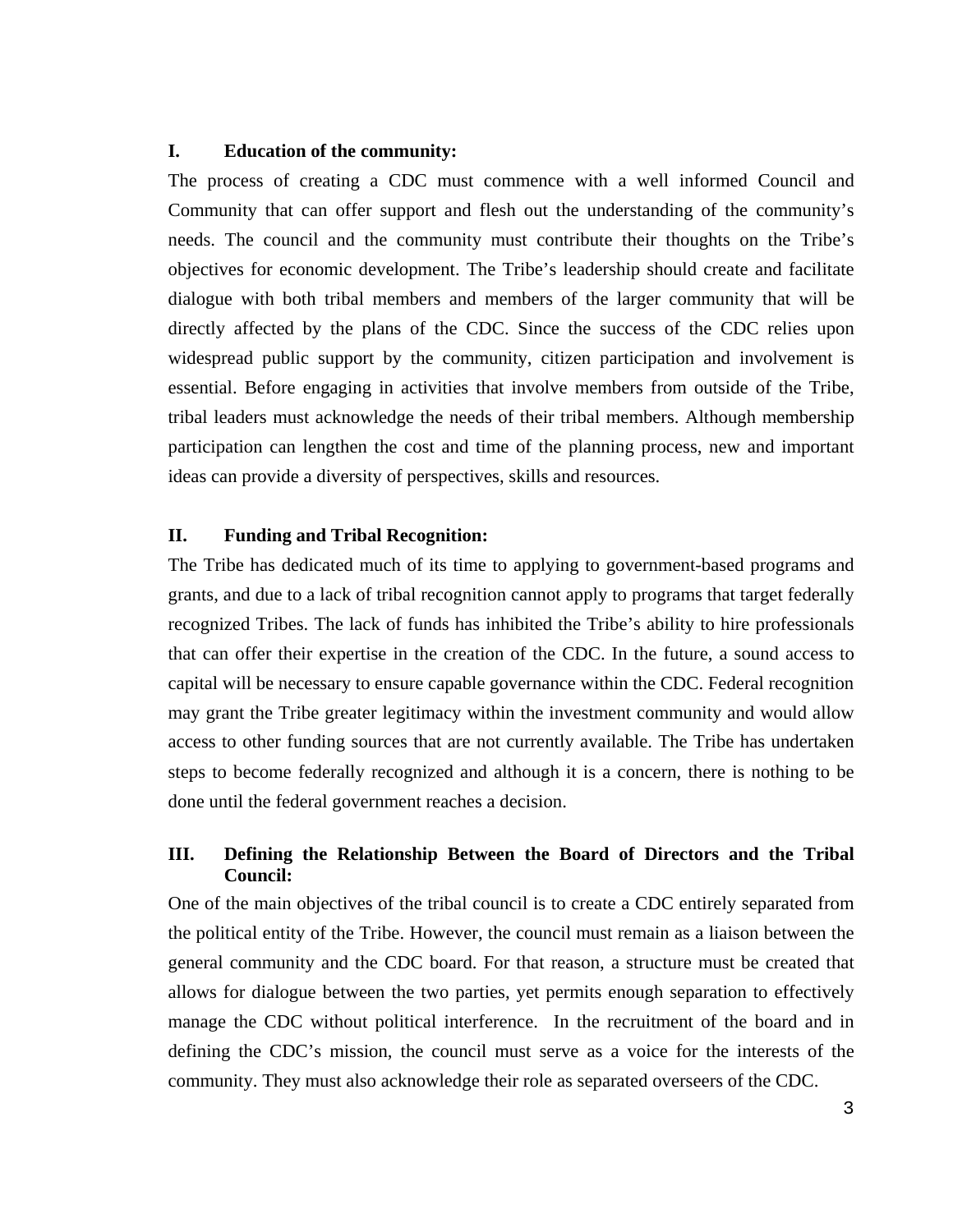### I. Education of the community:

The process of creating a CDC must commence with a well informed Council and Community that can offer support and flesh out the understanding of the community's needs. The council and the community must contribute their thoughts on the Tribe's objectives for economic development. The Tribe's leadership should create and facilitate dialogue with both tribal members and members of the larger community that will be directly affected by the plans of the CDC. Since the success of the CDC relies upon widespread public support by the community, citizen participation and involvement is essential. Before engaging in activities that involve members from outside of the Tribe, tribal leaders must acknowledge the needs of their tribal members. Although membership participation can lengthen the cost and time of the planning process, new and important ideas can provide a diversity of perspectives, skills and resources.

### II. Funding and Tribal Recognition:

The Tribe has dedicated much of its time to applying to government-based programs and grants, and due to a lack of tribal recognition cannot apply to programs that target federally recognized Tribes. The lack of funds has inhibited the Tribe's ability to hire professionals that can offer their expertise in the creation of the CDC. In the future, a sound access to capital will be necessary to ensure capable governance within the CDC. Federal recognition may grant the Tribe greater legitimacy within the investment community and would allow access to other funding sources that are not currently available. The Tribe has undertaken steps to become federally recognized and although it is a concern, there is nothing to be done until the federal government reaches a decision.

### III. Defining the Relationship Between the Board of Directors and the Tribal Council:

One of the main objectives of the tribal council is to create a CDC entirely separated from the political entity of the Tribe. However, the council must remain as a liaison between the general community and the CDC board. For that reason, a structure must be created that allows for dialogue between the two parties, yet permits enough separation to effectively manage the CDC without political interference. In the recruitment of the board and in defining the CDC's mission, the council must serve as a voice for the interests of the community. They must also acknowledge their role as separated overseers of the CDC.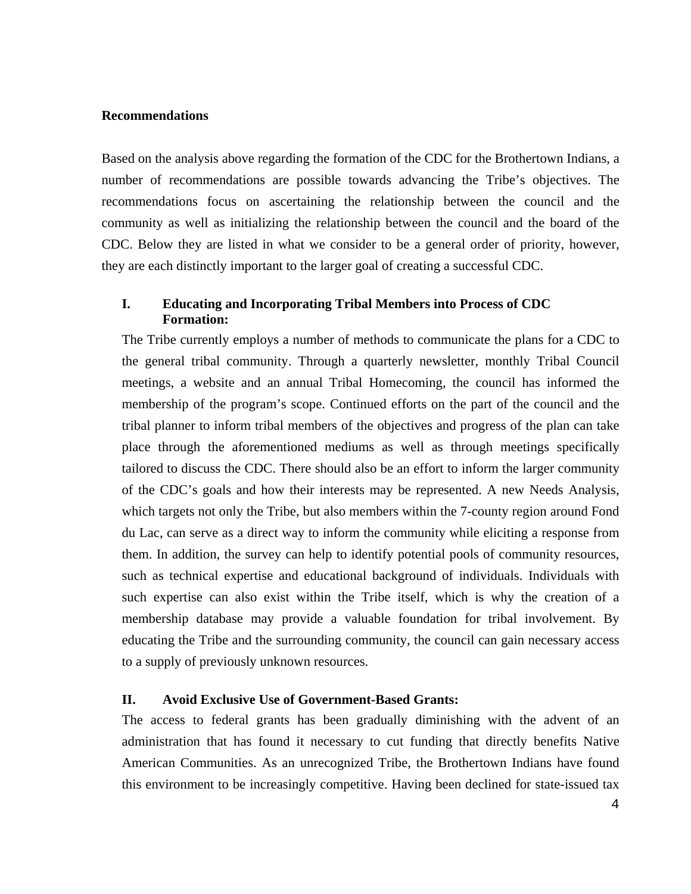**Recommendations**

Based on the analysis above regarding the formation of the CDC for the Brothertown Indians, a number of recommendations are possible towards advancing the Tribe's objectives. The recommendations focus on ascertaining the relationship between the council and the community as well as initializing the relationship between the council and the board of the CDC. Below they are listed in what we consider to be a general order of priority, however, they are each distinctly important to the larger goal of creating a successful CDC.

**I. Educating and Incorporating Tribal Members into Process of CDC Formation:**

The Tribe currently employs a number of methods to communicate the plans for a CDC to the general tribal community. Through a quarterly newsletter, monthly Tribal Council meetings, a website and an annual Tribal Homecoming, the council has informed the membership of the program's scope. Continued efforts on the part of the council and the tribal planner to inform tribal members of the objectives and progress of the plan can take place through the aforementioned mediums as well as through meetings specifically tailored to discuss the CDC. There should also be an effort to inform the larger community of the CDC's goals and how their interests may be represented. A new Needs Analysis, which targets not only the Tribe, but also members within the 7-county region around Fond du Lac, can serve as a direct way to inform the community while eliciting a response from them. In addition, the survey can help to identify potential pools of community resources, such as technical expertise and educational background of individuals. Individuals with such expertise can also exist within the Tribe itself, which is why the creation of a membership database may provide a valuable foundation for tribal involvement. By educating the Tribe and the surrounding community, the council can gain necessary access to a supply of previously unknown resources.

**II. Avoid Exclusive Use of Government-Based Grants:**

The access to federal grants has been gradually diminishing with the advent of an administration that has found it necessary to cut funding that directly benefits Native American Communities. As an unrecognized Tribe, the Brothertown Indians have found this environment to be increasingly competitive. Having been declined for state-issued tax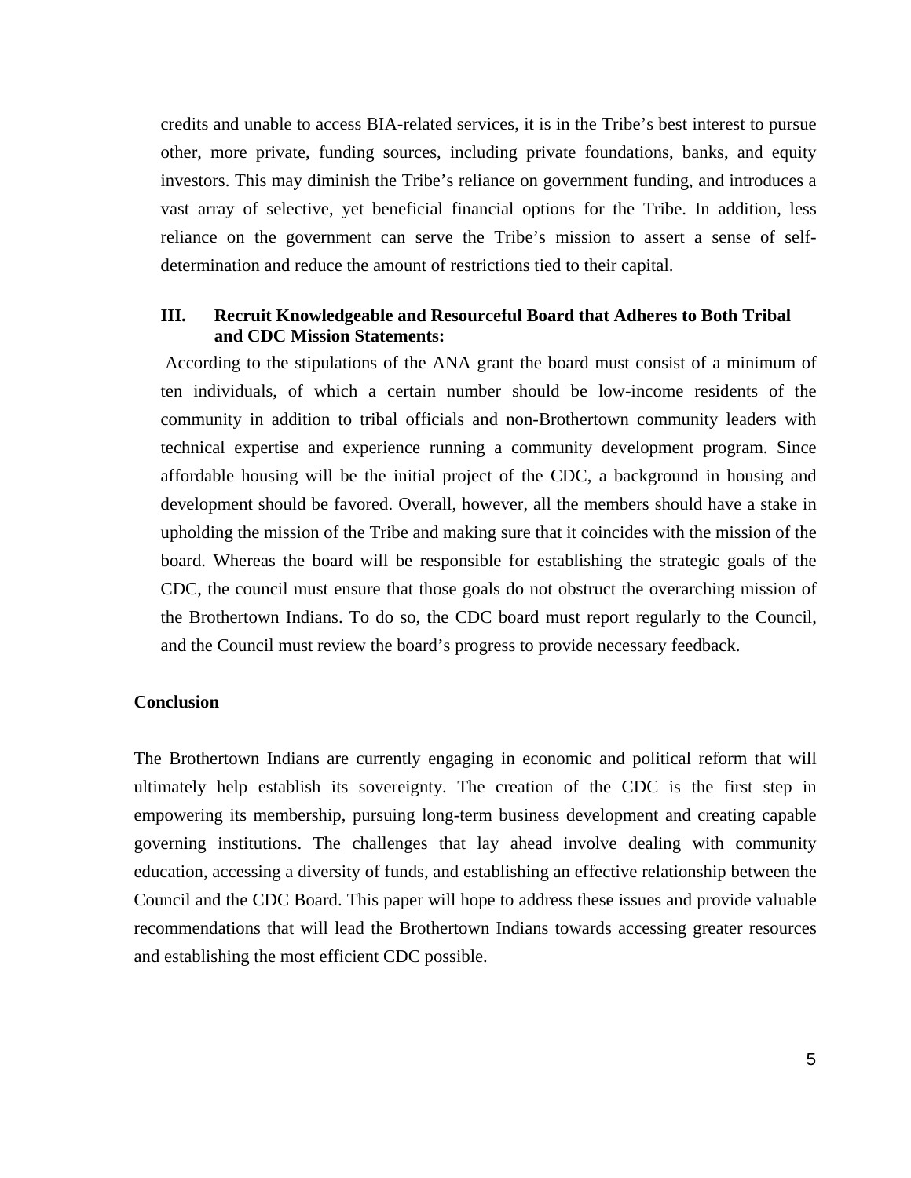credits and unable to access BIA-related services, it is in the Tribe's best interest to pursue other, more private, funding sources, including private foundations, banks, and equity investors. This may diminish the Tribe's reliance on government funding, and introduces a vast array of selective, yet beneficial financial options for the Tribe. In addition, less reliance on the government can serve the Tribe's mission to assert a sense of self-determination and reduce the amount of restrictions tied to their capital.

### III. Recruit Knowledgeable and Resourceful Board that Adheres to Both Tribal and CDC Mission Statements:

According to the stipulations of the ANA grant the board must consist of a minimum of ten individuals, of which a certain number should be low-income residents of the community in addition to tribal officials and non-Brothertown community leaders with technical expertise and experience running a community development program. Since affordable housing will be the initial project of the CDC, a background in housing and development should be favored. Overall, however, all the members should have a stake in upholding the mission of the Tribe and making sure that it coincides with the mission of the board. Whereas the board will be responsible for establishing the strategic goals of the CDC, the council must ensure that those goals do not obstruct the overarching mission of the Brothertown Indians. To do so, the CDC board must report regularly to the Council, and the Council must review the board's progress to provide necessary feedback.

## Conclusion

The Brothertown Indians are currently engaging in economic and political reform that will ultimately help establish its sovereignty. The creation of the CDC is the first step in empowering its membership, pursuing long-term business development and creating capable governing institutions. The challenges that lay ahead involve dealing with community education, accessing a diversity of funds, and establishing an effective relationship between the Council and the CDC Board. This paper will hope to address these issues and provide valuable recommendations that will lead the Brothertown Indians towards accessing greater resources and establishing the most efficient CDC possible.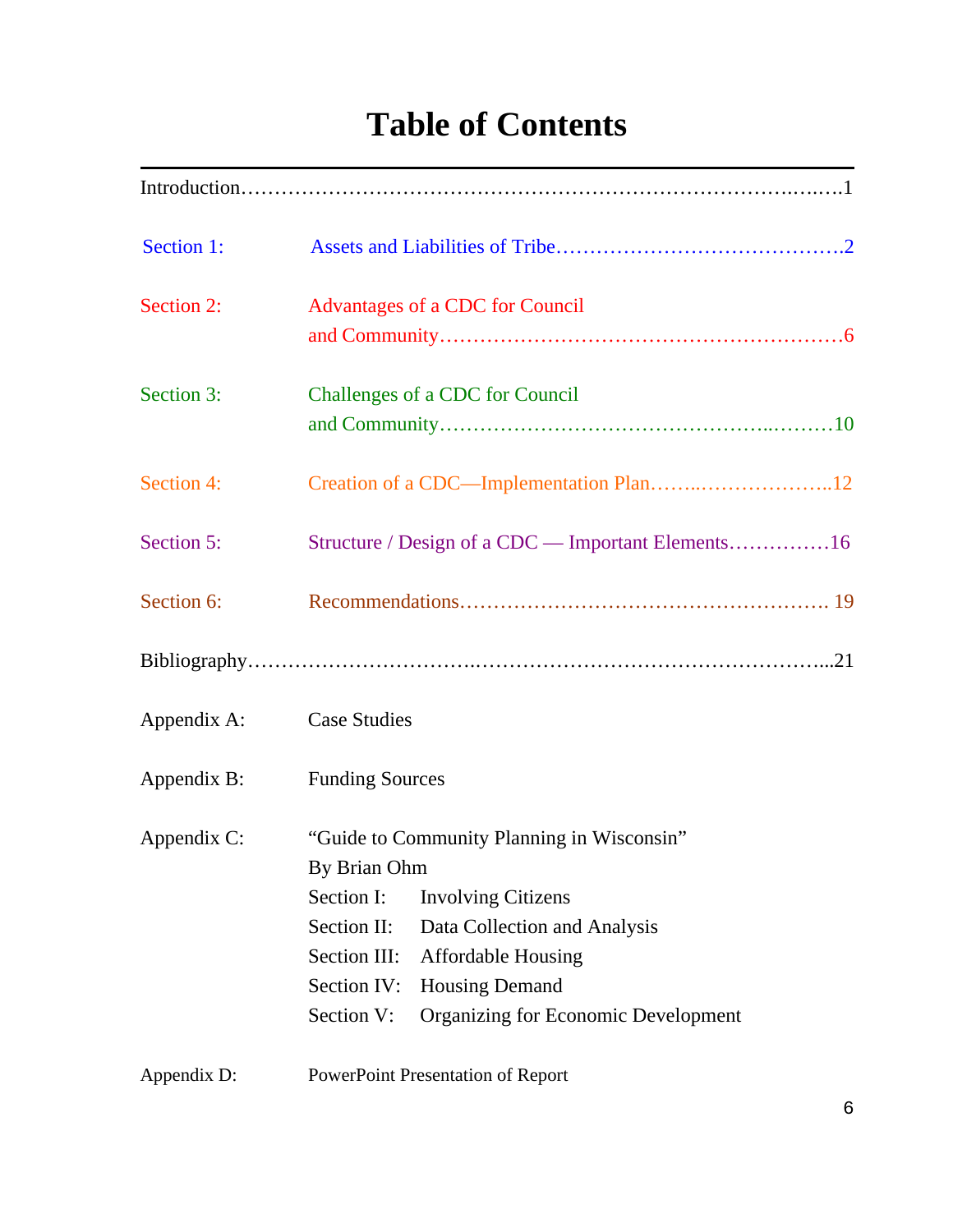# Table of Contents

Introduction…………………………………………………………………………..….…1

Section 1: Assets and Liabilities of Tribe…………………………………….2

Section 2: Advantages of a CDC for Council and Community……………………………………………………6

Section 3: Challenges of a CDC for Council and Community……………………………………..………10

Section 4: Creation of a CDC—Implementation Plan……..………………..12

Section 5: Structure / Design of a CDC — Important Elements……………16

Section 6: Recommendations………………………………………………. 19

Bibliography…………………………..……………………………………………...21

Appendix A: Case Studies

Appendix B: Funding Sources

Appendix C: "Guide to Community Planning in Wisconsin" By Brian Ohm
- Section I: Involving Citizens
- Section II: Data Collection and Analysis
- Section III: Affordable Housing
- Section IV: Housing Demand
- Section V: Organizing for Economic Development

Appendix D: PowerPoint Presentation of Report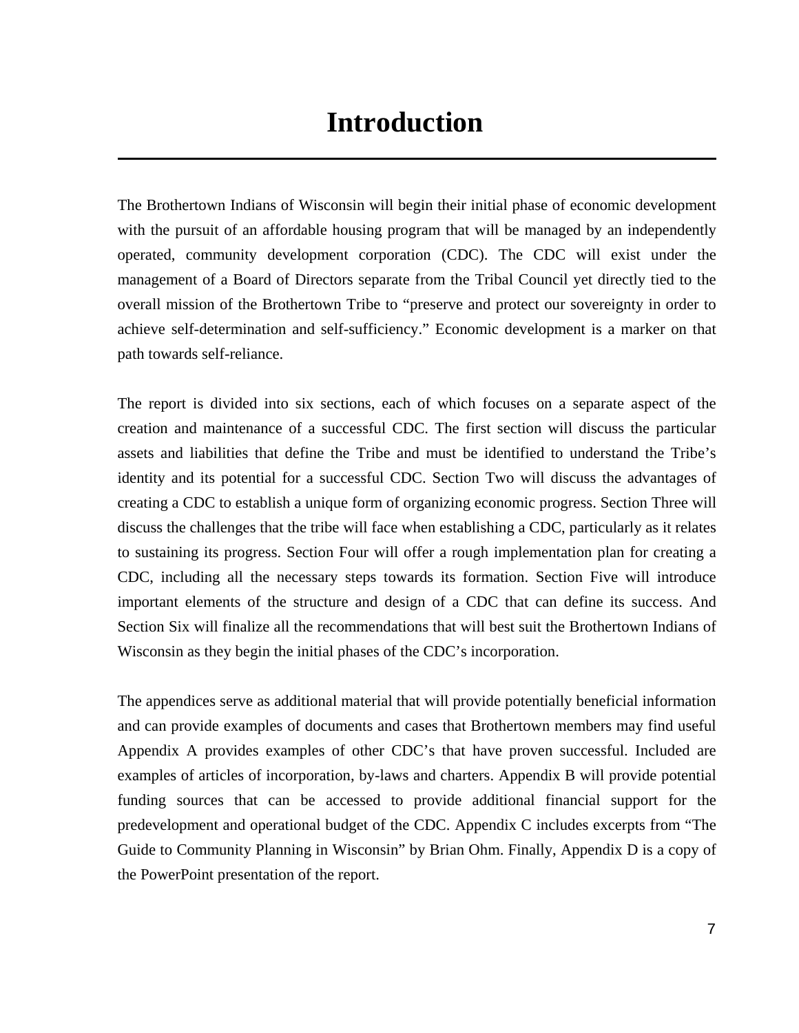# Introduction

The Brothertown Indians of Wisconsin will begin their initial phase of economic development with the pursuit of an affordable housing program that will be managed by an independently operated, community development corporation (CDC). The CDC will exist under the management of a Board of Directors separate from the Tribal Council yet directly tied to the overall mission of the Brothertown Tribe to "preserve and protect our sovereignty in order to achieve self-determination and self-sufficiency." Economic development is a marker on that path towards self-reliance.

The report is divided into six sections, each of which focuses on a separate aspect of the creation and maintenance of a successful CDC. The first section will discuss the particular assets and liabilities that define the Tribe and must be identified to understand the Tribe's identity and its potential for a successful CDC. Section Two will discuss the advantages of creating a CDC to establish a unique form of organizing economic progress. Section Three will discuss the challenges that the tribe will face when establishing a CDC, particularly as it relates to sustaining its progress. Section Four will offer a rough implementation plan for creating a CDC, including all the necessary steps towards its formation. Section Five will introduce important elements of the structure and design of a CDC that can define its success. And Section Six will finalize all the recommendations that will best suit the Brothertown Indians of Wisconsin as they begin the initial phases of the CDC's incorporation.

The appendices serve as additional material that will provide potentially beneficial information and can provide examples of documents and cases that Brothertown members may find useful Appendix A provides examples of other CDC's that have proven successful. Included are examples of articles of incorporation, by-laws and charters. Appendix B will provide potential funding sources that can be accessed to provide additional financial support for the predevelopment and operational budget of the CDC. Appendix C includes excerpts from "The Guide to Community Planning in Wisconsin" by Brian Ohm. Finally, Appendix D is a copy of the PowerPoint presentation of the report.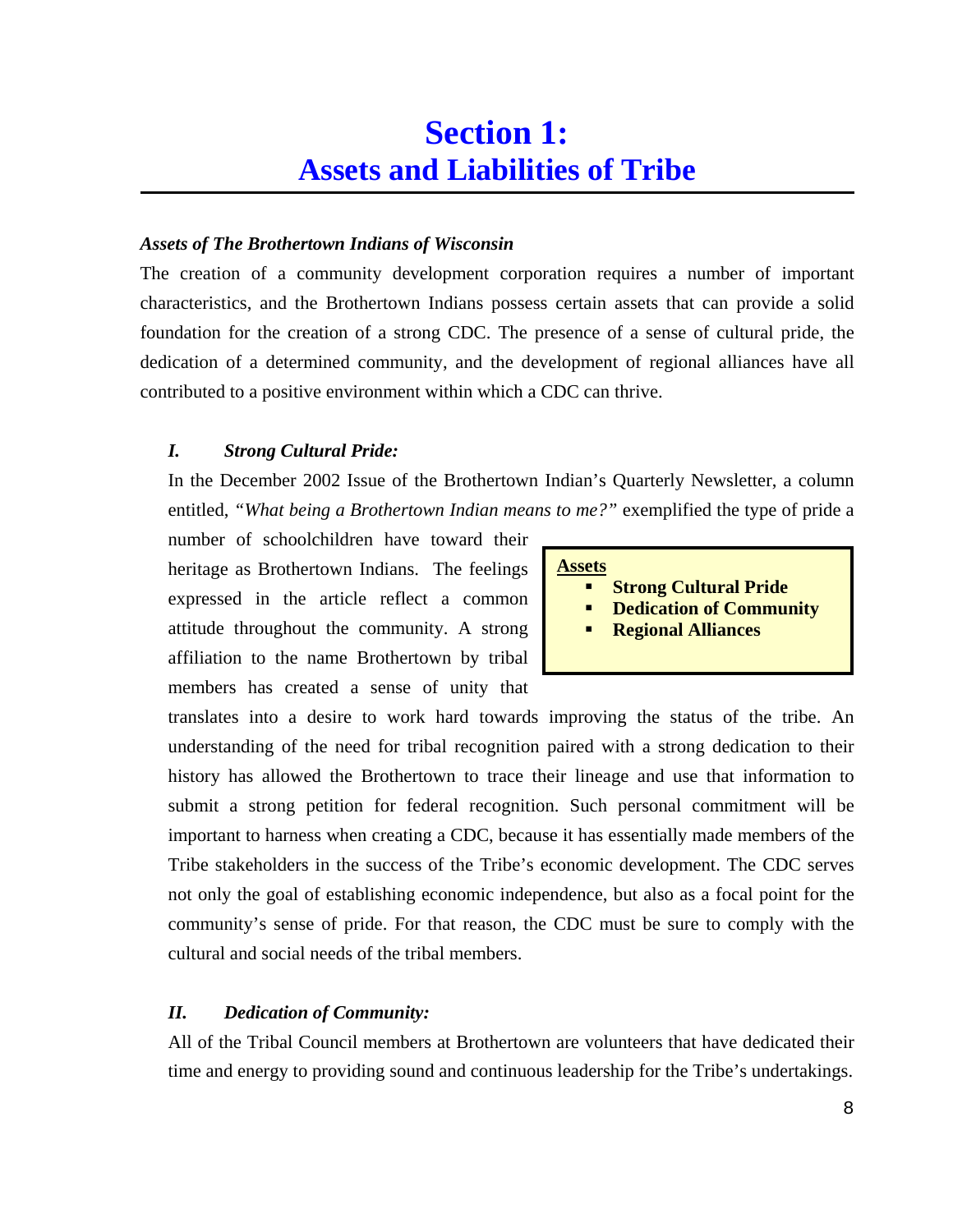# Section 1: Assets and Liabilities of Tribe

***Assets of The Brothertown Indians of Wisconsin***

The creation of a community development corporation requires a number of important characteristics, and the Brothertown Indians possess certain assets that can provide a solid foundation for the creation of a strong CDC. The presence of a sense of cultural pride, the dedication of a determined community, and the development of regional alliances have all contributed to a positive environment within which a CDC can thrive.

### *I. Strong Cultural Pride:*

> **<u>Assets</u>**
> - **Strong Cultural Pride**
> - **Dedication of Community**
> - **Regional Alliances**

In the December 2002 Issue of the Brothertown Indian's Quarterly Newsletter, a column entitled, "*What being a Brothertown Indian means to me?*" exemplified the type of pride a number of schoolchildren have toward their heritage as Brothertown Indians. The feelings expressed in the article reflect a common attitude throughout the community. A strong affiliation to the name Brothertown by tribal members has created a sense of unity that translates into a desire to work hard towards improving the status of the tribe. An understanding of the need for tribal recognition paired with a strong dedication to their history has allowed the Brothertown to trace their lineage and use that information to submit a strong petition for federal recognition. Such personal commitment will be important to harness when creating a CDC, because it has essentially made members of the Tribe stakeholders in the success of the Tribe's economic development. The CDC serves not only the goal of establishing economic independence, but also as a focal point for the community's sense of pride. For that reason, the CDC must be sure to comply with the cultural and social needs of the tribal members.

### *II. Dedication of Community:*

All of the Tribal Council members at Brothertown are volunteers that have dedicated their time and energy to providing sound and continuous leadership for the Tribe's undertakings.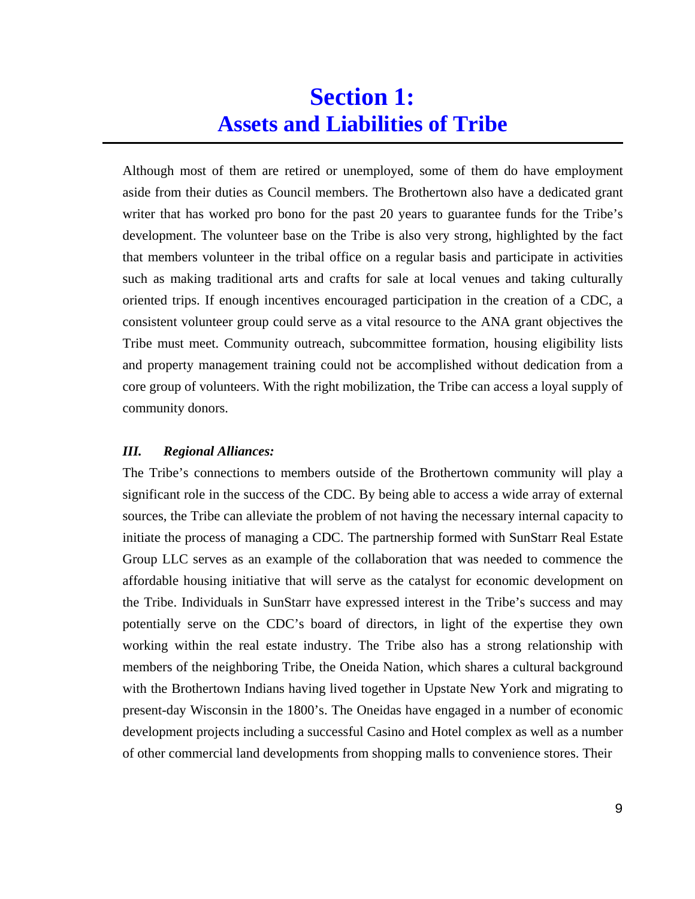# Section 1:
# Assets and Liabilities of Tribe

Although most of them are retired or unemployed, some of them do have employment aside from their duties as Council members. The Brothertown also have a dedicated grant writer that has worked pro bono for the past 20 years to guarantee funds for the Tribe's development. The volunteer base on the Tribe is also very strong, highlighted by the fact that members volunteer in the tribal office on a regular basis and participate in activities such as making traditional arts and crafts for sale at local venues and taking culturally oriented trips. If enough incentives encouraged participation in the creation of a CDC, a consistent volunteer group could serve as a vital resource to the ANA grant objectives the Tribe must meet. Community outreach, subcommittee formation, housing eligibility lists and property management training could not be accomplished without dedication from a core group of volunteers. With the right mobilization, the Tribe can access a loyal supply of community donors.

### *III. Regional Alliances:*

The Tribe's connections to members outside of the Brothertown community will play a significant role in the success of the CDC. By being able to access a wide array of external sources, the Tribe can alleviate the problem of not having the necessary internal capacity to initiate the process of managing a CDC. The partnership formed with SunStarr Real Estate Group LLC serves as an example of the collaboration that was needed to commence the affordable housing initiative that will serve as the catalyst for economic development on the Tribe. Individuals in SunStarr have expressed interest in the Tribe's success and may potentially serve on the CDC's board of directors, in light of the expertise they own working within the real estate industry. The Tribe also has a strong relationship with members of the neighboring Tribe, the Oneida Nation, which shares a cultural background with the Brothertown Indians having lived together in Upstate New York and migrating to present-day Wisconsin in the 1800's. The Oneidas have engaged in a number of economic development projects including a successful Casino and Hotel complex as well as a number of other commercial land developments from shopping malls to convenience stores. Their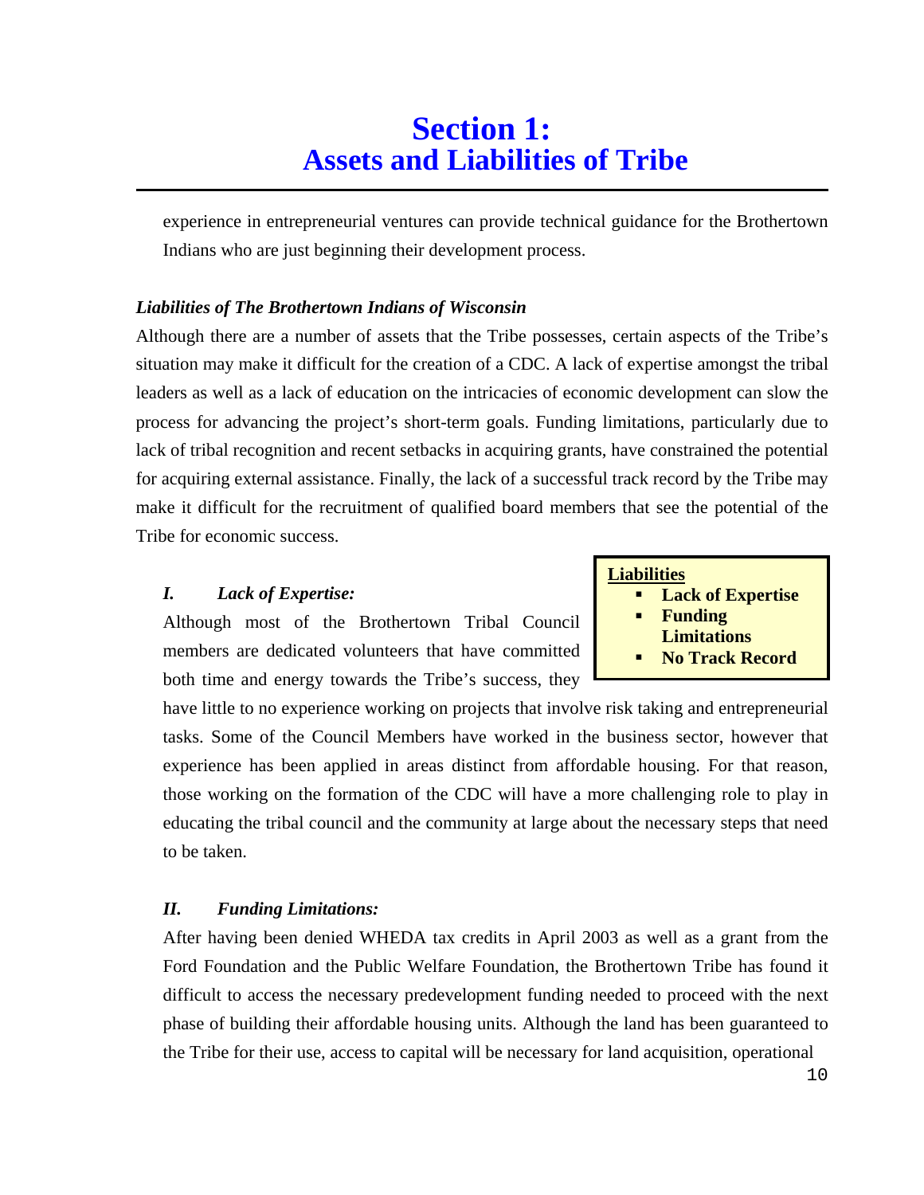experience in entrepreneurial ventures can provide technical guidance for the Brothertown Indians who are just beginning their development process.

***Liabilities of The Brothertown Indians of Wisconsin***

Although there are a number of assets that the Tribe possesses, certain aspects of the Tribe's situation may make it difficult for the creation of a CDC. A lack of expertise amongst the tribal leaders as well as a lack of education on the intricacies of economic development can slow the process for advancing the project's short-term goals. Funding limitations, particularly due to lack of tribal recognition and recent setbacks in acquiring grants, have constrained the potential for acquiring external assistance. Finally, the lack of a successful track record by the Tribe may make it difficult for the recruitment of qualified board members that see the potential of the Tribe for economic success.

**Liabilities**
- **Lack of Expertise**
- **Funding Limitations**
- **No Track Record**

***I. Lack of Expertise:***

Although most of the Brothertown Tribal Council members are dedicated volunteers that have committed both time and energy towards the Tribe's success, they have little to no experience working on projects that involve risk taking and entrepreneurial tasks. Some of the Council Members have worked in the business sector, however that experience has been applied in areas distinct from affordable housing. For that reason, those working on the formation of the CDC will have a more challenging role to play in educating the tribal council and the community at large about the necessary steps that need to be taken.

***II. Funding Limitations:***

After having been denied WHEDA tax credits in April 2003 as well as a grant from the Ford Foundation and the Public Welfare Foundation, the Brothertown Tribe has found it difficult to access the necessary predevelopment funding needed to proceed with the next phase of building their affordable housing units. Although the land has been guaranteed to the Tribe for their use, access to capital will be necessary for land acquisition, operational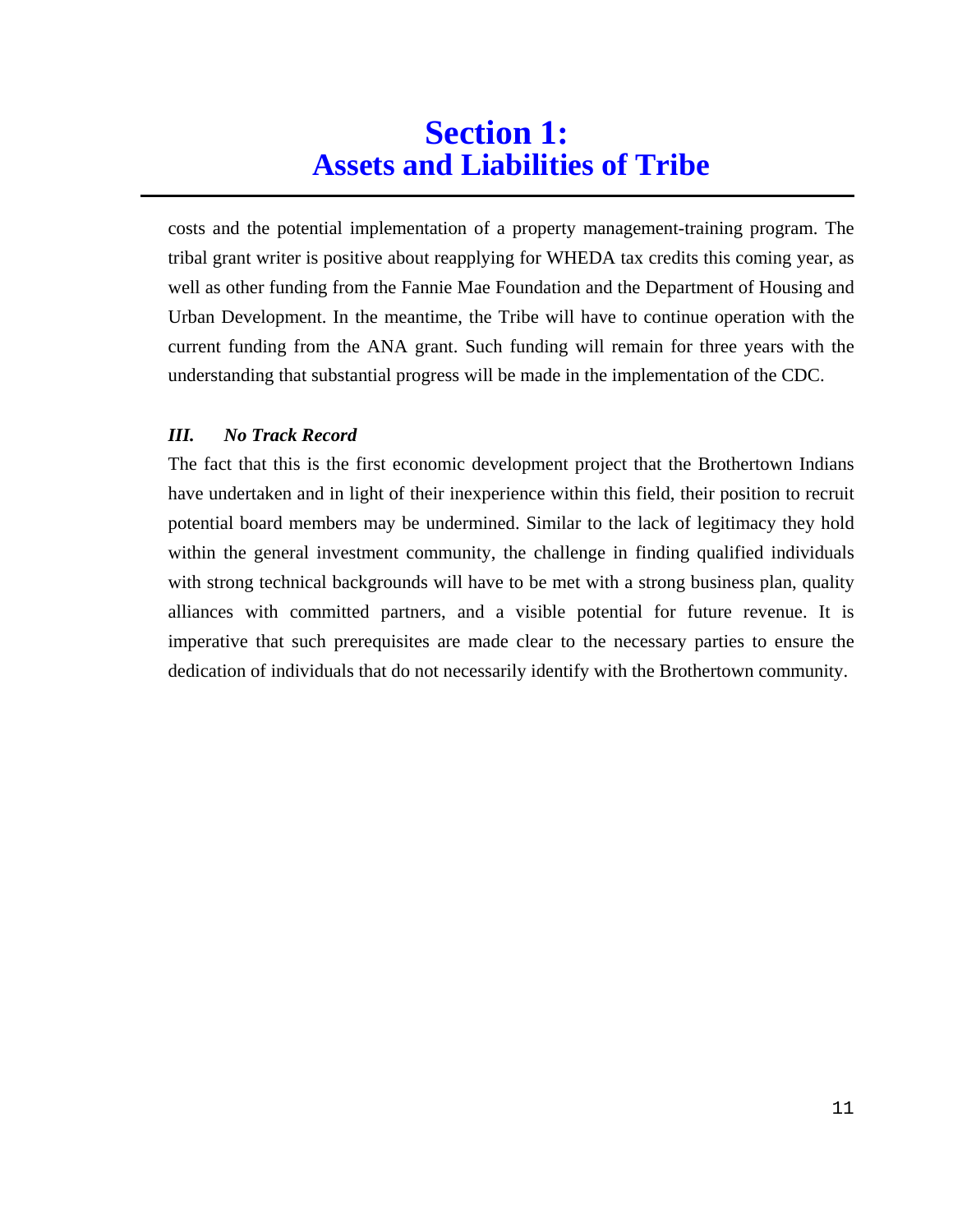costs and the potential implementation of a property management-training program. The tribal grant writer is positive about reapplying for WHEDA tax credits this coming year, as well as other funding from the Fannie Mae Foundation and the Department of Housing and Urban Development. In the meantime, the Tribe will have to continue operation with the current funding from the ANA grant. Such funding will remain for three years with the understanding that substantial progress will be made in the implementation of the CDC.

### *III. No Track Record*

The fact that this is the first economic development project that the Brothertown Indians have undertaken and in light of their inexperience within this field, their position to recruit potential board members may be undermined. Similar to the lack of legitimacy they hold within the general investment community, the challenge in finding qualified individuals with strong technical backgrounds will have to be met with a strong business plan, quality alliances with committed partners, and a visible potential for future revenue. It is imperative that such prerequisites are made clear to the necessary parties to ensure the dedication of individuals that do not necessarily identify with the Brothertown community.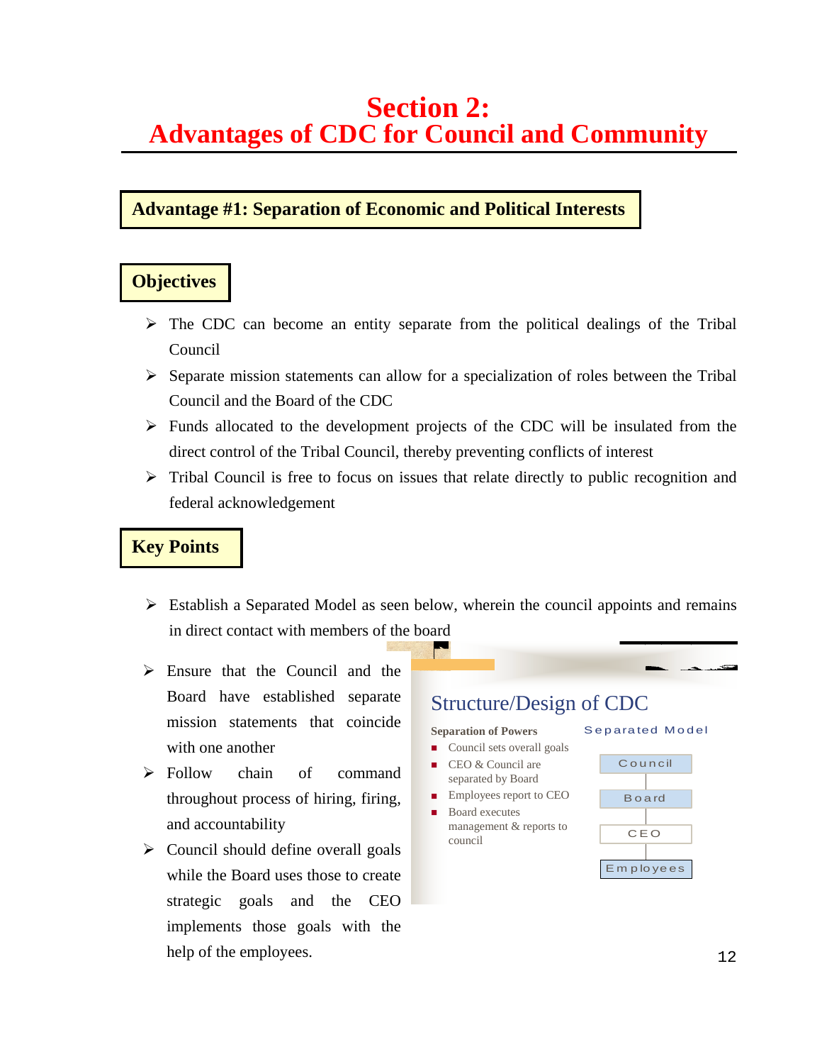# Section 2:
# Advantages of CDC for Council and Community

## Advantage #1: Separation of Economic and Political Interests

### Objectives

- The CDC can become an entity separate from the political dealings of the Tribal Council
- Separate mission statements can allow for a specialization of roles between the Tribal Council and the Board of the CDC
- Funds allocated to the development projects of the CDC will be insulated from the direct control of the Tribal Council, thereby preventing conflicts of interest
- Tribal Council is free to focus on issues that relate directly to public recognition and federal acknowledgement

### Key Points

- Establish a Separated Model as seen below, wherein the council appoints and remains in direct contact with members of the board
- Ensure that the Council and the Board have established separate mission statements that coincide with one another
- Follow chain of command throughout process of hiring, firing, and accountability
- Council should define overall goals while the Board uses those to create strategic goals and the CEO implements those goals with the help of the employees.

**Structure/Design of CDC**

**Separation of Powers**

- Council sets overall goals
- CEO & Council are separated by Board
- Employees report to CEO
- Board executes management & reports to council

**Separated Model**

Council → Board → CEO → Employees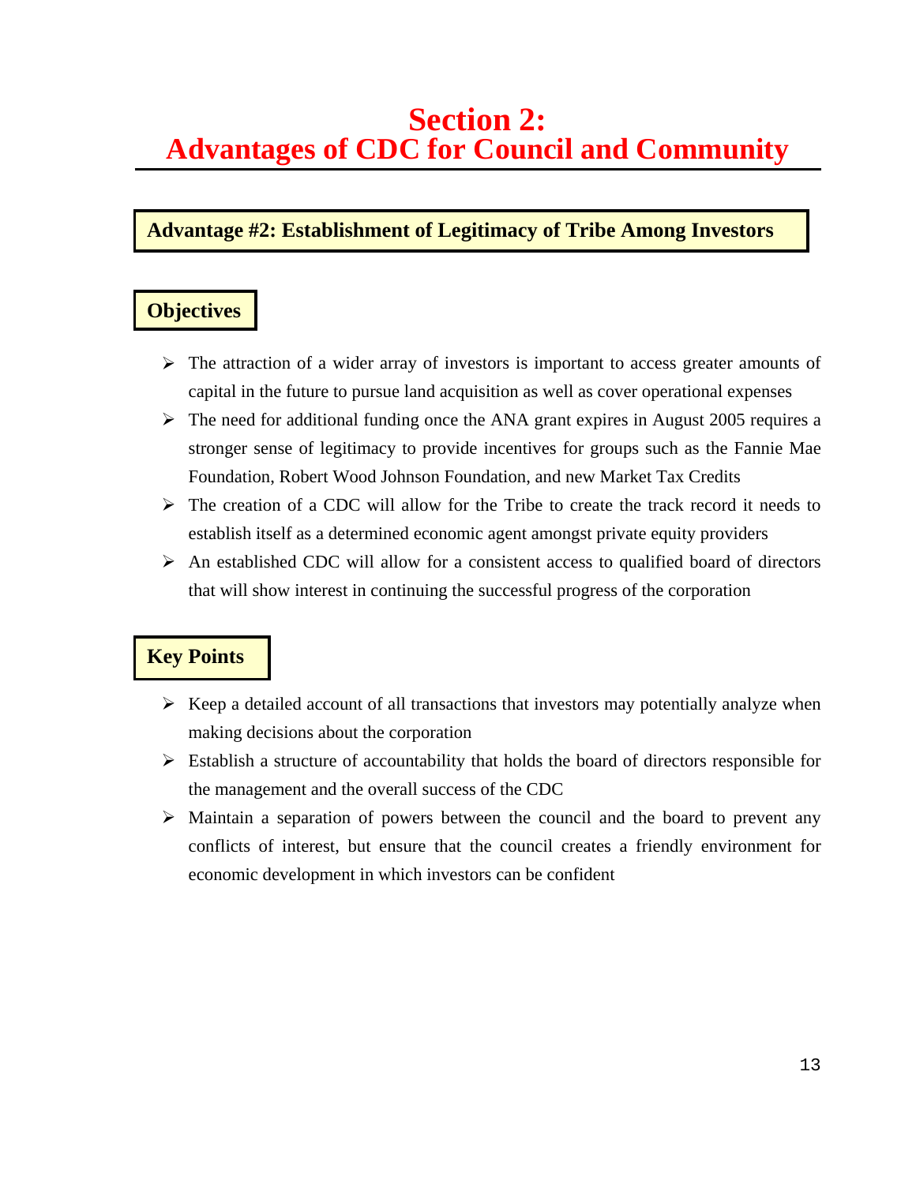# Section 2: Advantages of CDC for Council and Community

## Advantage #2: Establishment of Legitimacy of Tribe Among Investors

### Objectives

- The attraction of a wider array of investors is important to access greater amounts of capital in the future to pursue land acquisition as well as cover operational expenses
- The need for additional funding once the ANA grant expires in August 2005 requires a stronger sense of legitimacy to provide incentives for groups such as the Fannie Mae Foundation, Robert Wood Johnson Foundation, and new Market Tax Credits
- The creation of a CDC will allow for the Tribe to create the track record it needs to establish itself as a determined economic agent amongst private equity providers
- An established CDC will allow for a consistent access to qualified board of directors that will show interest in continuing the successful progress of the corporation

### Key Points

- Keep a detailed account of all transactions that investors may potentially analyze when making decisions about the corporation
- Establish a structure of accountability that holds the board of directors responsible for the management and the overall success of the CDC
- Maintain a separation of powers between the council and the board to prevent any conflicts of interest, but ensure that the council creates a friendly environment for economic development in which investors can be confident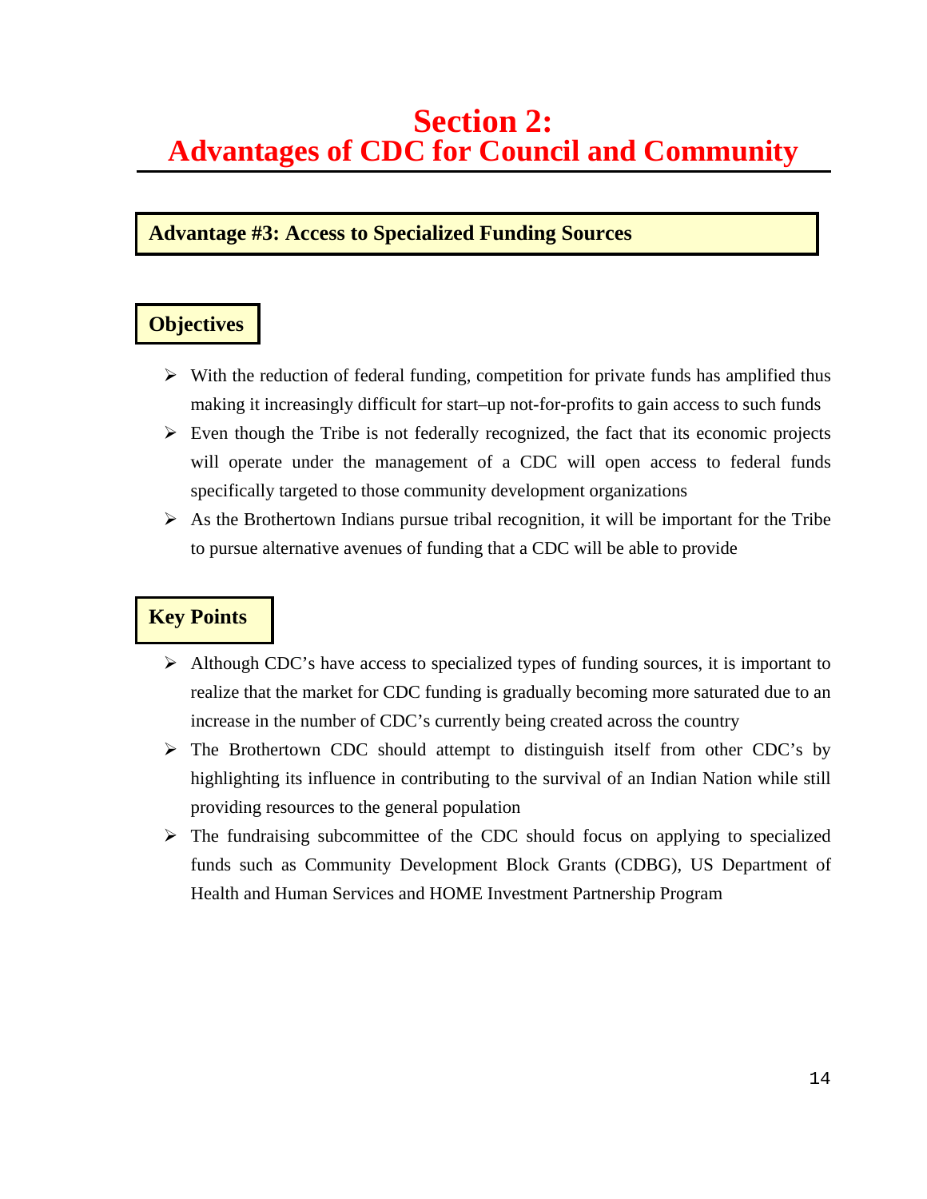# Section 2:
# Advantages of CDC for Council and Community

## Advantage #3: Access to Specialized Funding Sources

### Objectives

- With the reduction of federal funding, competition for private funds has amplified thus making it increasingly difficult for start–up not-for-profits to gain access to such funds
- Even though the Tribe is not federally recognized, the fact that its economic projects will operate under the management of a CDC will open access to federal funds specifically targeted to those community development organizations
- As the Brothertown Indians pursue tribal recognition, it will be important for the Tribe to pursue alternative avenues of funding that a CDC will be able to provide

### Key Points

- Although CDC's have access to specialized types of funding sources, it is important to realize that the market for CDC funding is gradually becoming more saturated due to an increase in the number of CDC's currently being created across the country
- The Brothertown CDC should attempt to distinguish itself from other CDC's by highlighting its influence in contributing to the survival of an Indian Nation while still providing resources to the general population
- The fundraising subcommittee of the CDC should focus on applying to specialized funds such as Community Development Block Grants (CDBG), US Department of Health and Human Services and HOME Investment Partnership Program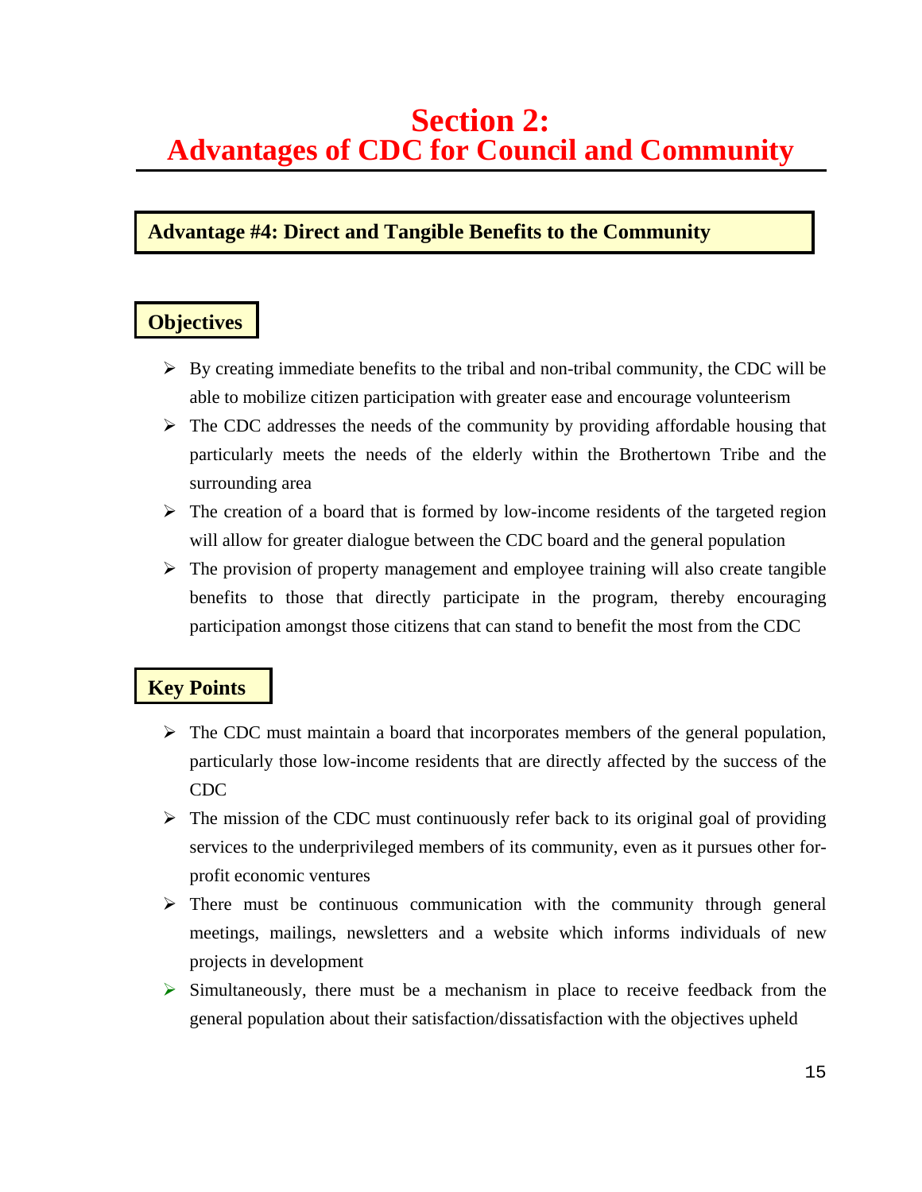# Section 2: Advantages of CDC for Council and Community

## Advantage #4: Direct and Tangible Benefits to the Community

### Objectives

- By creating immediate benefits to the tribal and non-tribal community, the CDC will be able to mobilize citizen participation with greater ease and encourage volunteerism
- The CDC addresses the needs of the community by providing affordable housing that particularly meets the needs of the elderly within the Brothertown Tribe and the surrounding area
- The creation of a board that is formed by low-income residents of the targeted region will allow for greater dialogue between the CDC board and the general population
- The provision of property management and employee training will also create tangible benefits to those that directly participate in the program, thereby encouraging participation amongst those citizens that can stand to benefit the most from the CDC

### Key Points

- The CDC must maintain a board that incorporates members of the general population, particularly those low-income residents that are directly affected by the success of the CDC
- The mission of the CDC must continuously refer back to its original goal of providing services to the underprivileged members of its community, even as it pursues other for-profit economic ventures
- There must be continuous communication with the community through general meetings, mailings, newsletters and a website which informs individuals of new projects in development
- Simultaneously, there must be a mechanism in place to receive feedback from the general population about their satisfaction/dissatisfaction with the objectives upheld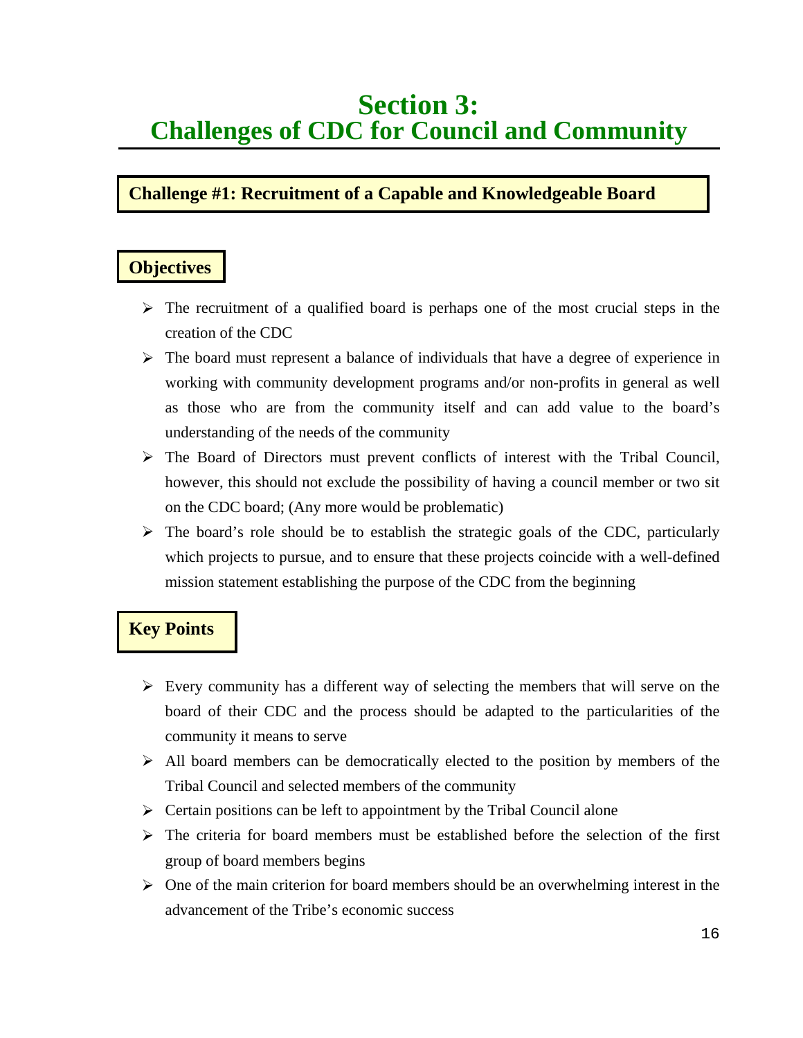# Section 3: Challenges of CDC for Council and Community

## Challenge #1: Recruitment of a Capable and Knowledgeable Board

### Objectives

- The recruitment of a qualified board is perhaps one of the most crucial steps in the creation of the CDC
- The board must represent a balance of individuals that have a degree of experience in working with community development programs and/or non-profits in general as well as those who are from the community itself and can add value to the board's understanding of the needs of the community
- The Board of Directors must prevent conflicts of interest with the Tribal Council, however, this should not exclude the possibility of having a council member or two sit on the CDC board; (Any more would be problematic)
- The board's role should be to establish the strategic goals of the CDC, particularly which projects to pursue, and to ensure that these projects coincide with a well-defined mission statement establishing the purpose of the CDC from the beginning

### Key Points

- Every community has a different way of selecting the members that will serve on the board of their CDC and the process should be adapted to the particularities of the community it means to serve
- All board members can be democratically elected to the position by members of the Tribal Council and selected members of the community
- Certain positions can be left to appointment by the Tribal Council alone
- The criteria for board members must be established before the selection of the first group of board members begins
- One of the main criterion for board members should be an overwhelming interest in the advancement of the Tribe's economic success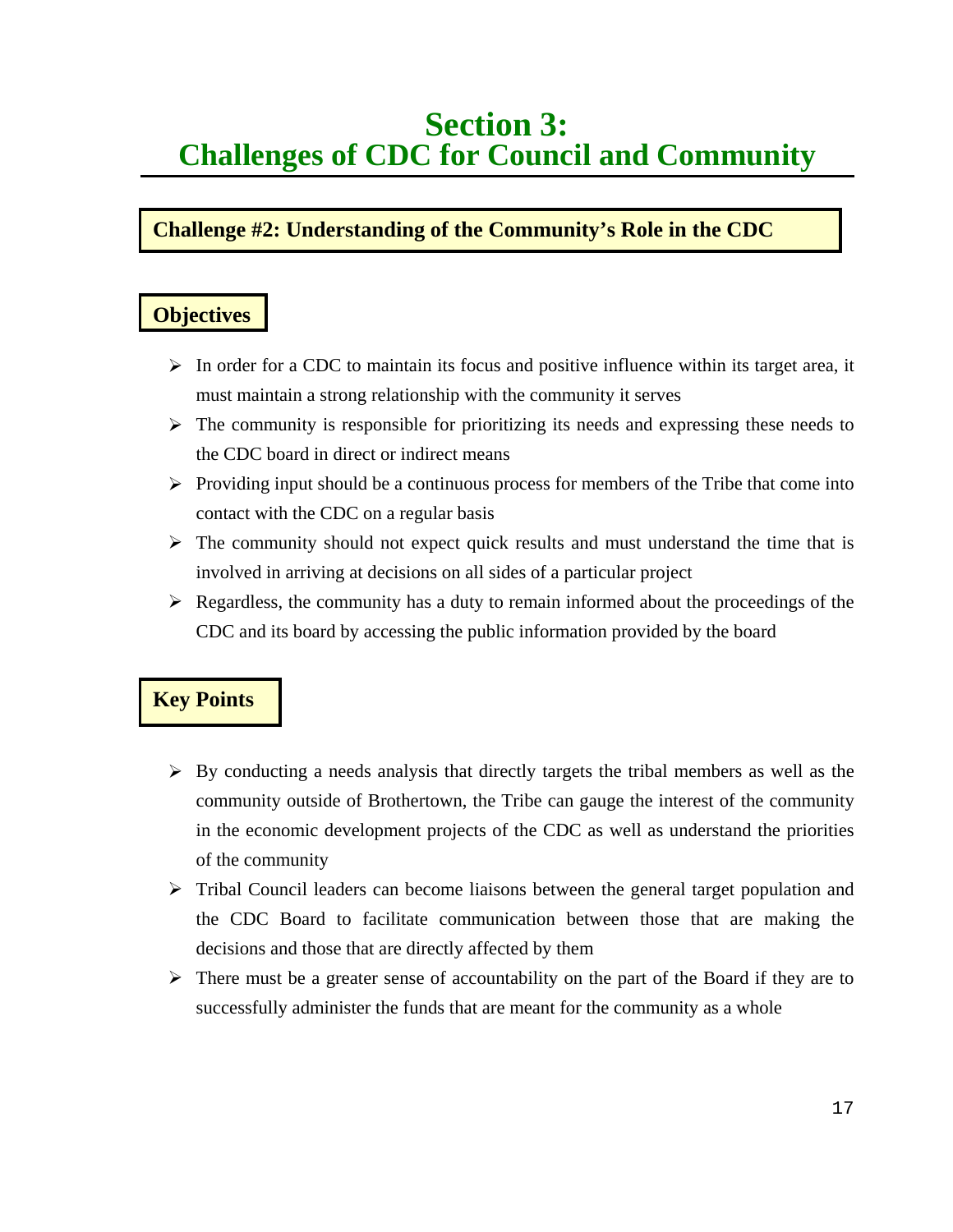# Section 3:
# Challenges of CDC for Council and Community

## Challenge #2: Understanding of the Community's Role in the CDC

### Objectives

- In order for a CDC to maintain its focus and positive influence within its target area, it must maintain a strong relationship with the community it serves
- The community is responsible for prioritizing its needs and expressing these needs to the CDC board in direct or indirect means
- Providing input should be a continuous process for members of the Tribe that come into contact with the CDC on a regular basis
- The community should not expect quick results and must understand the time that is involved in arriving at decisions on all sides of a particular project
- Regardless, the community has a duty to remain informed about the proceedings of the CDC and its board by accessing the public information provided by the board

### Key Points

- By conducting a needs analysis that directly targets the tribal members as well as the community outside of Brothertown, the Tribe can gauge the interest of the community in the economic development projects of the CDC as well as understand the priorities of the community
- Tribal Council leaders can become liaisons between the general target population and the CDC Board to facilitate communication between those that are making the decisions and those that are directly affected by them
- There must be a greater sense of accountability on the part of the Board if they are to successfully administer the funds that are meant for the community as a whole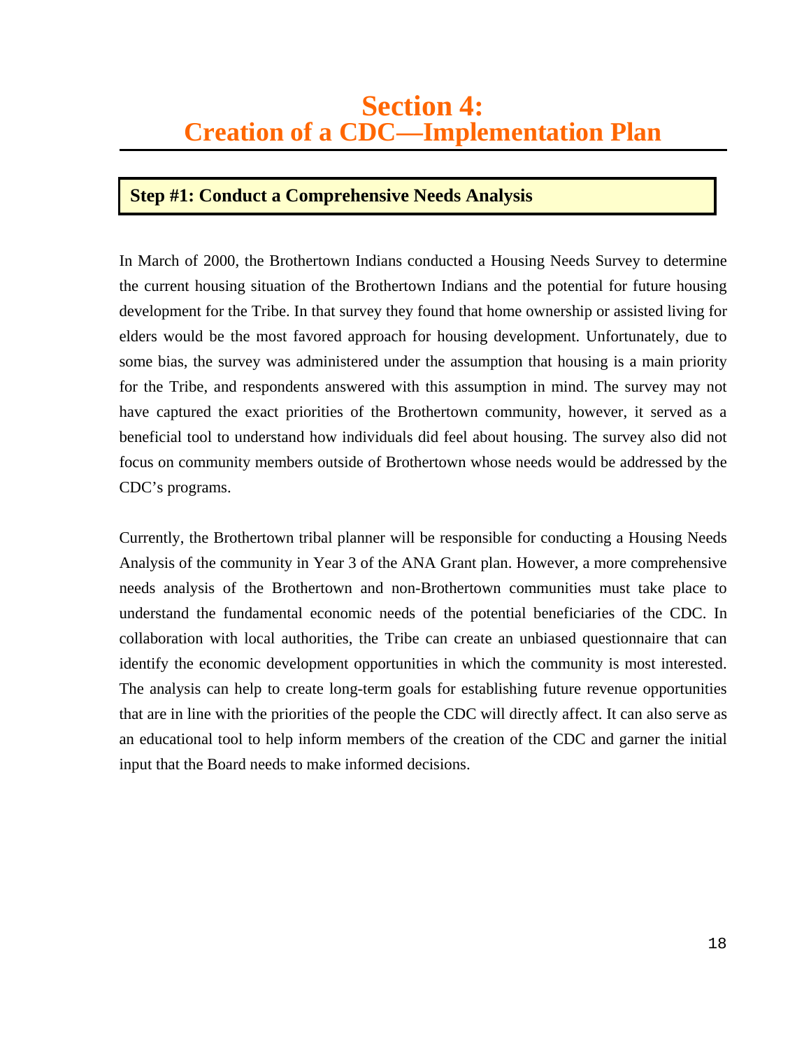# Section 4:
# Creation of a CDC—Implementation Plan

## Step #1: Conduct a Comprehensive Needs Analysis

In March of 2000, the Brothertown Indians conducted a Housing Needs Survey to determine the current housing situation of the Brothertown Indians and the potential for future housing development for the Tribe. In that survey they found that home ownership or assisted living for elders would be the most favored approach for housing development. Unfortunately, due to some bias, the survey was administered under the assumption that housing is a main priority for the Tribe, and respondents answered with this assumption in mind. The survey may not have captured the exact priorities of the Brothertown community, however, it served as a beneficial tool to understand how individuals did feel about housing. The survey also did not focus on community members outside of Brothertown whose needs would be addressed by the CDC's programs.

Currently, the Brothertown tribal planner will be responsible for conducting a Housing Needs Analysis of the community in Year 3 of the ANA Grant plan. However, a more comprehensive needs analysis of the Brothertown and non-Brothertown communities must take place to understand the fundamental economic needs of the potential beneficiaries of the CDC. In collaboration with local authorities, the Tribe can create an unbiased questionnaire that can identify the economic development opportunities in which the community is most interested. The analysis can help to create long-term goals for establishing future revenue opportunities that are in line with the priorities of the people the CDC will directly affect. It can also serve as an educational tool to help inform members of the creation of the CDC and garner the initial input that the Board needs to make informed decisions.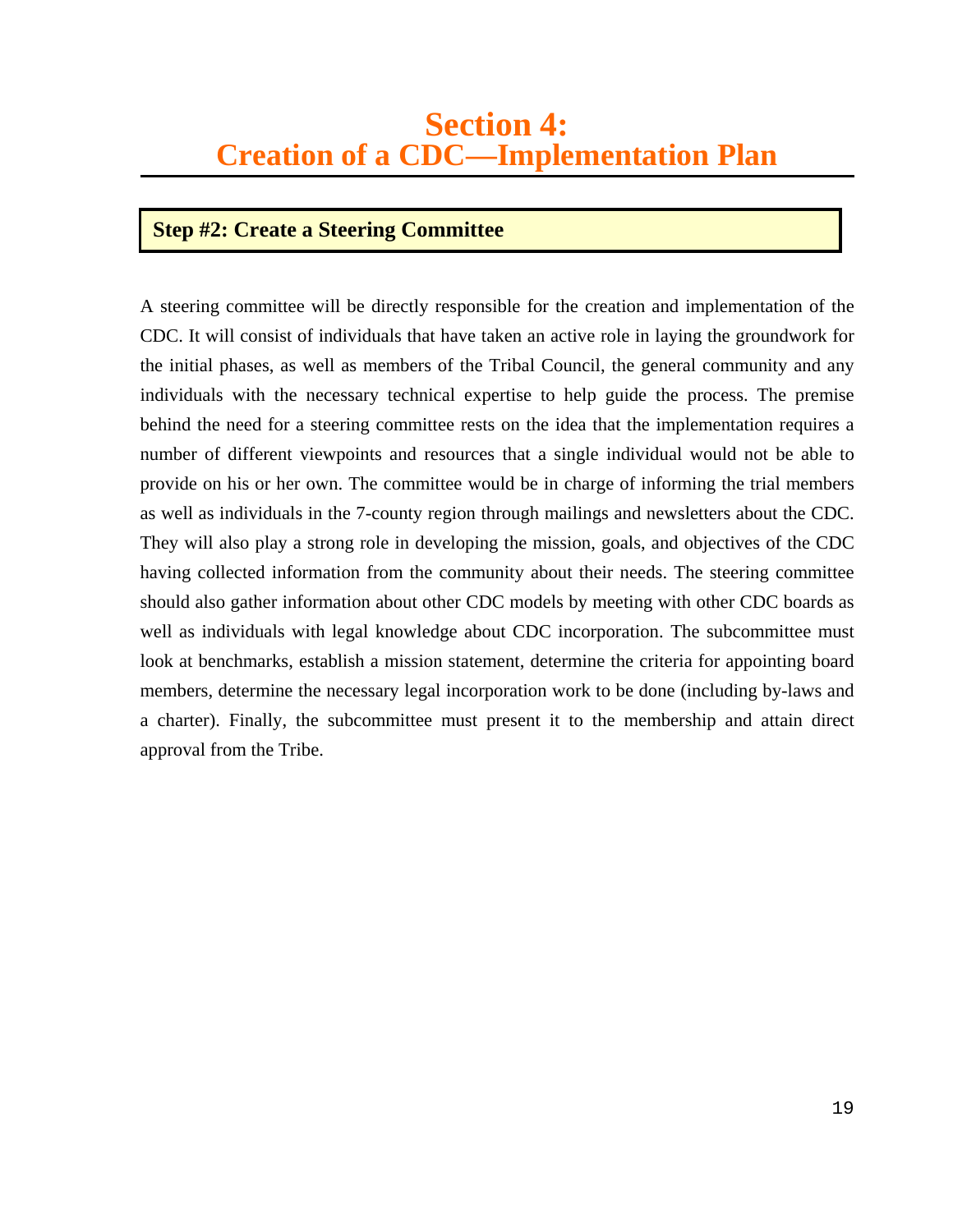# Section 4:
# Creation of a CDC—Implementation Plan

## Step #2: Create a Steering Committee

A steering committee will be directly responsible for the creation and implementation of the CDC. It will consist of individuals that have taken an active role in laying the groundwork for the initial phases, as well as members of the Tribal Council, the general community and any individuals with the necessary technical expertise to help guide the process. The premise behind the need for a steering committee rests on the idea that the implementation requires a number of different viewpoints and resources that a single individual would not be able to provide on his or her own. The committee would be in charge of informing the trial members as well as individuals in the 7-county region through mailings and newsletters about the CDC. They will also play a strong role in developing the mission, goals, and objectives of the CDC having collected information from the community about their needs. The steering committee should also gather information about other CDC models by meeting with other CDC boards as well as individuals with legal knowledge about CDC incorporation. The subcommittee must look at benchmarks, establish a mission statement, determine the criteria for appointing board members, determine the necessary legal incorporation work to be done (including by-laws and a charter). Finally, the subcommittee must present it to the membership and attain direct approval from the Tribe.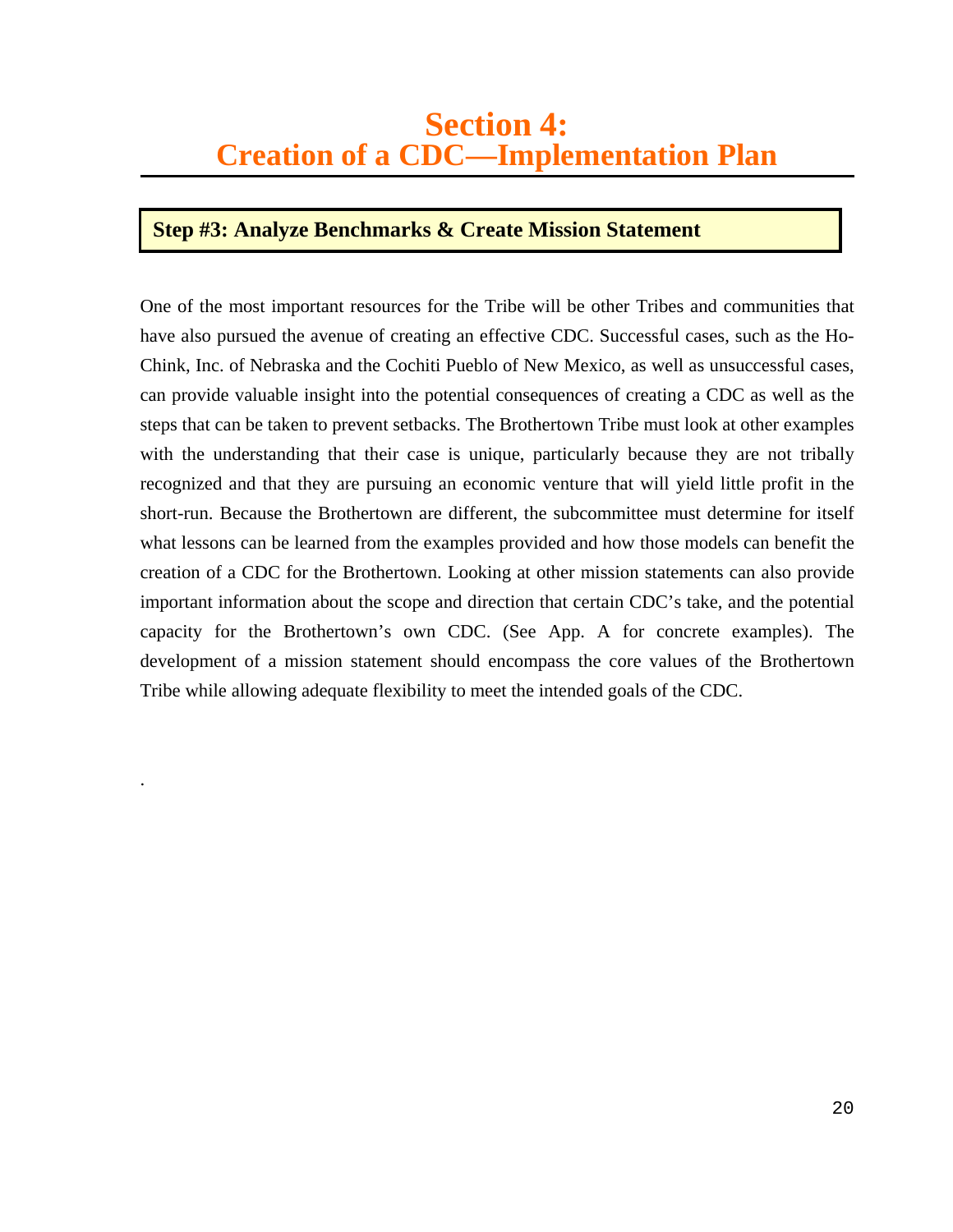# Section 4:
# Creation of a CDC—Implementation Plan

## Step #3: Analyze Benchmarks & Create Mission Statement

One of the most important resources for the Tribe will be other Tribes and communities that have also pursued the avenue of creating an effective CDC. Successful cases, such as the Ho-Chink, Inc. of Nebraska and the Cochiti Pueblo of New Mexico, as well as unsuccessful cases, can provide valuable insight into the potential consequences of creating a CDC as well as the steps that can be taken to prevent setbacks. The Brothertown Tribe must look at other examples with the understanding that their case is unique, particularly because they are not tribally recognized and that they are pursuing an economic venture that will yield little profit in the short-run. Because the Brothertown are different, the subcommittee must determine for itself what lessons can be learned from the examples provided and how those models can benefit the creation of a CDC for the Brothertown. Looking at other mission statements can also provide important information about the scope and direction that certain CDC's take, and the potential capacity for the Brothertown's own CDC. (See App. A for concrete examples). The development of a mission statement should encompass the core values of the Brothertown Tribe while allowing adequate flexibility to meet the intended goals of the CDC.

.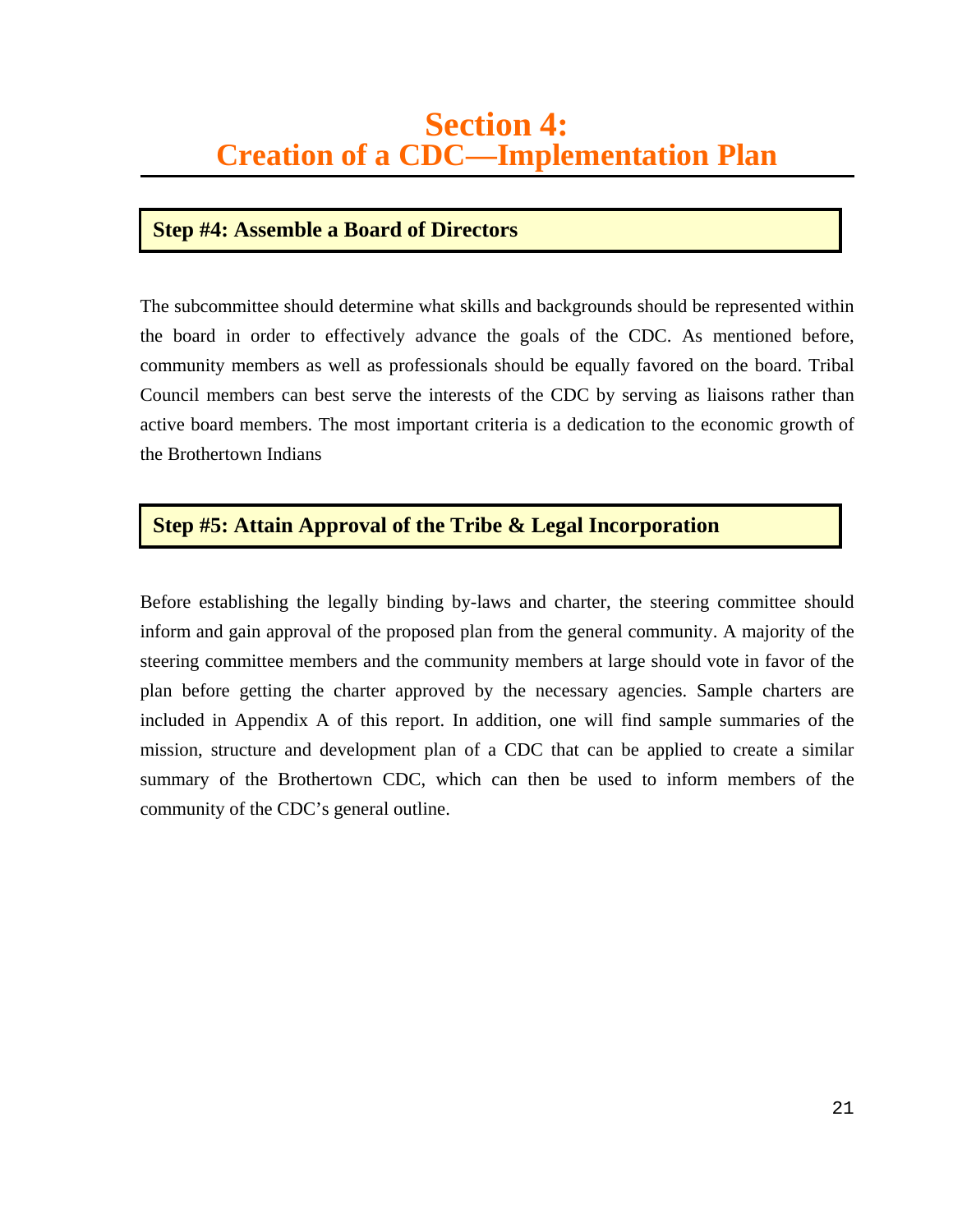# Section 4: Creation of a CDC—Implementation Plan

## Step #4: Assemble a Board of Directors

The subcommittee should determine what skills and backgrounds should be represented within the board in order to effectively advance the goals of the CDC. As mentioned before, community members as well as professionals should be equally favored on the board. Tribal Council members can best serve the interests of the CDC by serving as liaisons rather than active board members. The most important criteria is a dedication to the economic growth of the Brothertown Indians

## Step #5: Attain Approval of the Tribe & Legal Incorporation

Before establishing the legally binding by-laws and charter, the steering committee should inform and gain approval of the proposed plan from the general community. A majority of the steering committee members and the community members at large should vote in favor of the plan before getting the charter approved by the necessary agencies. Sample charters are included in Appendix A of this report. In addition, one will find sample summaries of the mission, structure and development plan of a CDC that can be applied to create a similar summary of the Brothertown CDC, which can then be used to inform members of the community of the CDC's general outline.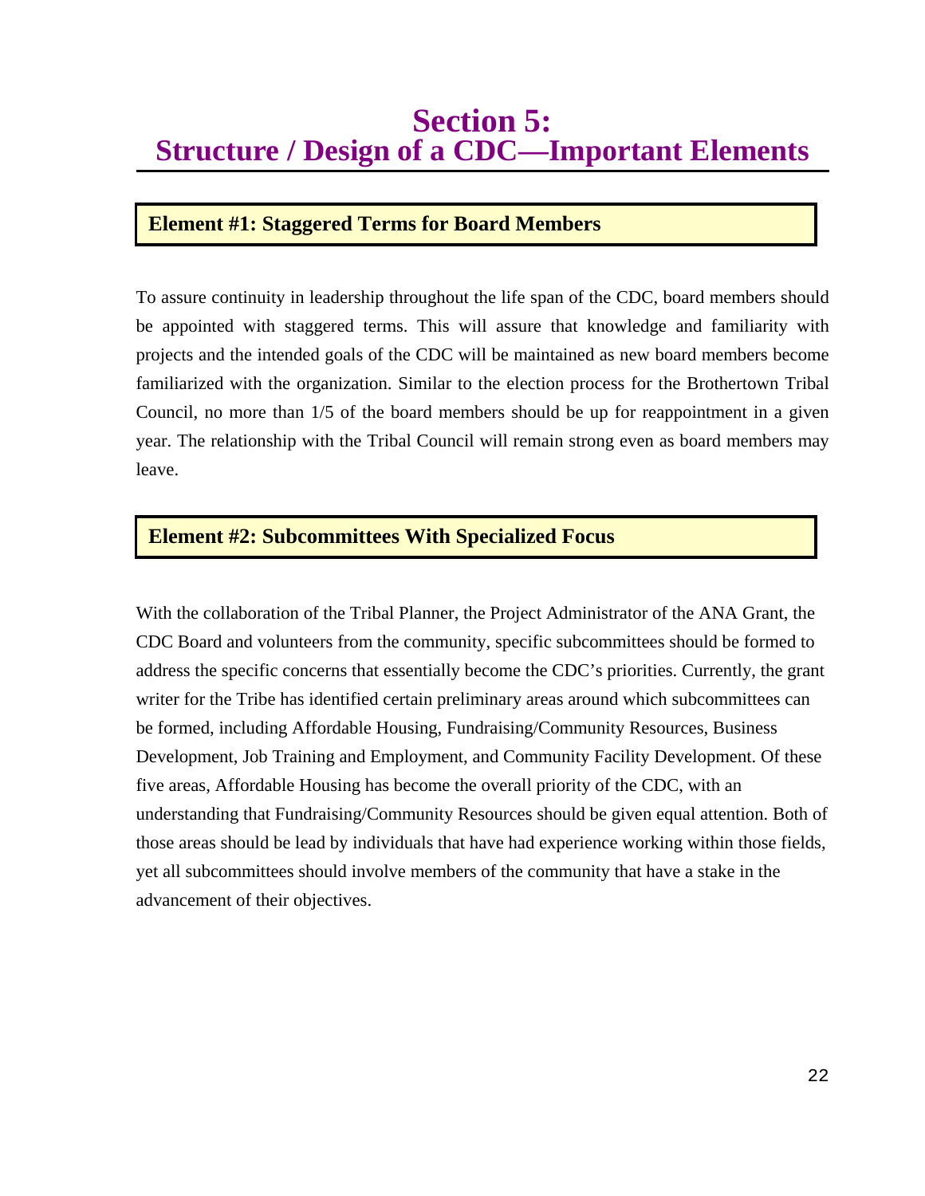# Section 5:
# Structure / Design of a CDC—Important Elements

## Element #1: Staggered Terms for Board Members

To assure continuity in leadership throughout the life span of the CDC, board members should be appointed with staggered terms. This will assure that knowledge and familiarity with projects and the intended goals of the CDC will be maintained as new board members become familiarized with the organization. Similar to the election process for the Brothertown Tribal Council, no more than 1/5 of the board members should be up for reappointment in a given year. The relationship with the Tribal Council will remain strong even as board members may leave.

## Element #2: Subcommittees With Specialized Focus

With the collaboration of the Tribal Planner, the Project Administrator of the ANA Grant, the CDC Board and volunteers from the community, specific subcommittees should be formed to address the specific concerns that essentially become the CDC's priorities. Currently, the grant writer for the Tribe has identified certain preliminary areas around which subcommittees can be formed, including Affordable Housing, Fundraising/Community Resources, Business Development, Job Training and Employment, and Community Facility Development. Of these five areas, Affordable Housing has become the overall priority of the CDC, with an understanding that Fundraising/Community Resources should be given equal attention. Both of those areas should be lead by individuals that have had experience working within those fields, yet all subcommittees should involve members of the community that have a stake in the advancement of their objectives.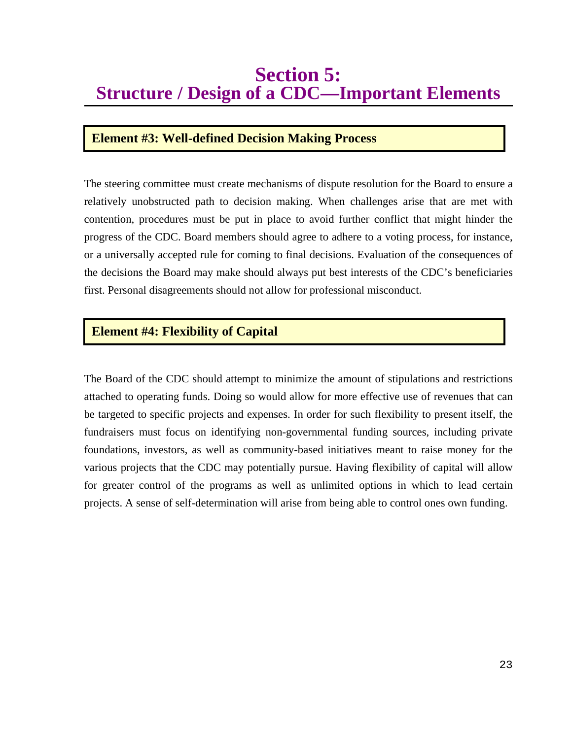# Section 5:
# Structure / Design of a CDC—Important Elements

## Element #3: Well-defined Decision Making Process

The steering committee must create mechanisms of dispute resolution for the Board to ensure a relatively unobstructed path to decision making. When challenges arise that are met with contention, procedures must be put in place to avoid further conflict that might hinder the progress of the CDC. Board members should agree to adhere to a voting process, for instance, or a universally accepted rule for coming to final decisions. Evaluation of the consequences of the decisions the Board may make should always put best interests of the CDC's beneficiaries first. Personal disagreements should not allow for professional misconduct.

## Element #4: Flexibility of Capital

The Board of the CDC should attempt to minimize the amount of stipulations and restrictions attached to operating funds. Doing so would allow for more effective use of revenues that can be targeted to specific projects and expenses. In order for such flexibility to present itself, the fundraisers must focus on identifying non-governmental funding sources, including private foundations, investors, as well as community-based initiatives meant to raise money for the various projects that the CDC may potentially pursue. Having flexibility of capital will allow for greater control of the programs as well as unlimited options in which to lead certain projects. A sense of self-determination will arise from being able to control ones own funding.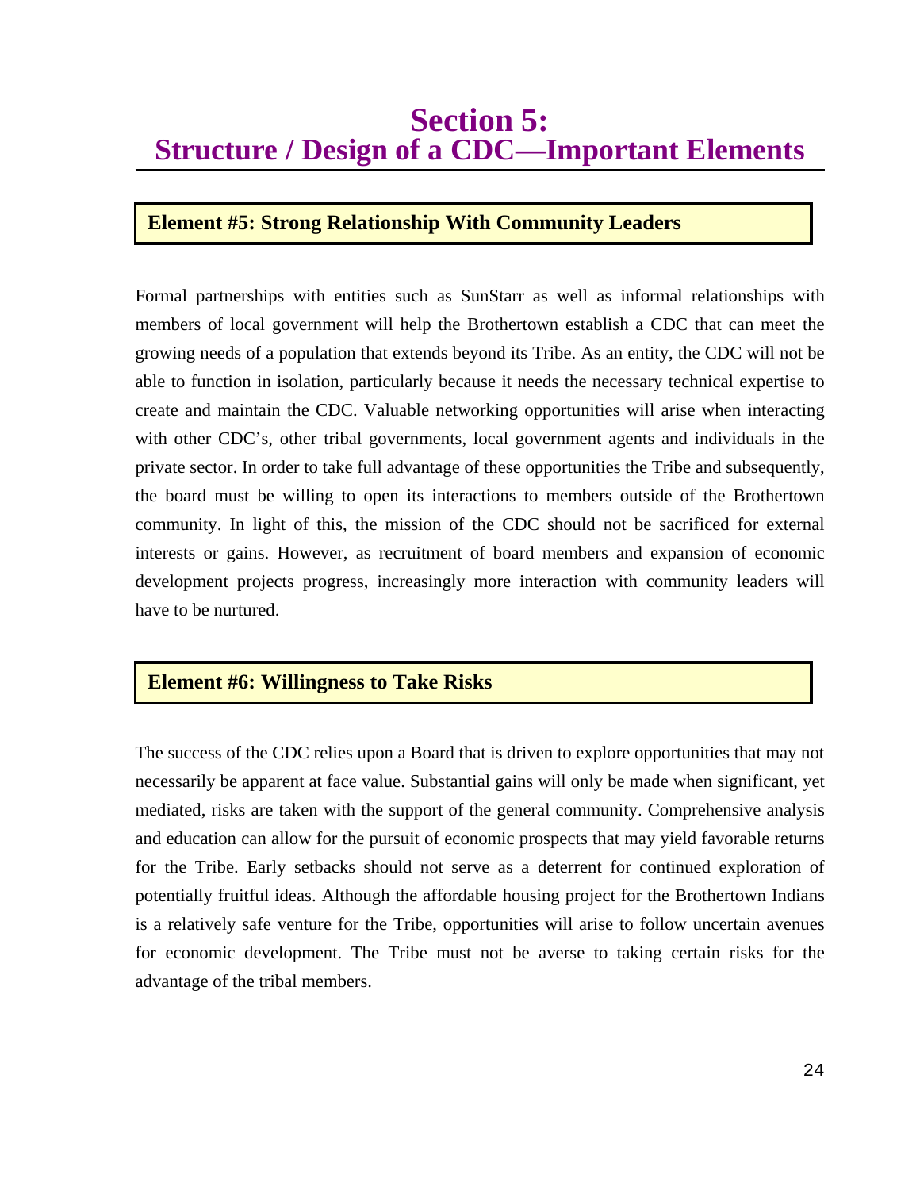# Section 5: Structure / Design of a CDC—Important Elements

## Element #5: Strong Relationship With Community Leaders

Formal partnerships with entities such as SunStarr as well as informal relationships with members of local government will help the Brothertown establish a CDC that can meet the growing needs of a population that extends beyond its Tribe. As an entity, the CDC will not be able to function in isolation, particularly because it needs the necessary technical expertise to create and maintain the CDC. Valuable networking opportunities will arise when interacting with other CDC's, other tribal governments, local government agents and individuals in the private sector. In order to take full advantage of these opportunities the Tribe and subsequently, the board must be willing to open its interactions to members outside of the Brothertown community. In light of this, the mission of the CDC should not be sacrificed for external interests or gains. However, as recruitment of board members and expansion of economic development projects progress, increasingly more interaction with community leaders will have to be nurtured.

## Element #6: Willingness to Take Risks

The success of the CDC relies upon a Board that is driven to explore opportunities that may not necessarily be apparent at face value. Substantial gains will only be made when significant, yet mediated, risks are taken with the support of the general community. Comprehensive analysis and education can allow for the pursuit of economic prospects that may yield favorable returns for the Tribe. Early setbacks should not serve as a deterrent for continued exploration of potentially fruitful ideas. Although the affordable housing project for the Brothertown Indians is a relatively safe venture for the Tribe, opportunities will arise to follow uncertain avenues for economic development. The Tribe must not be averse to taking certain risks for the advantage of the tribal members.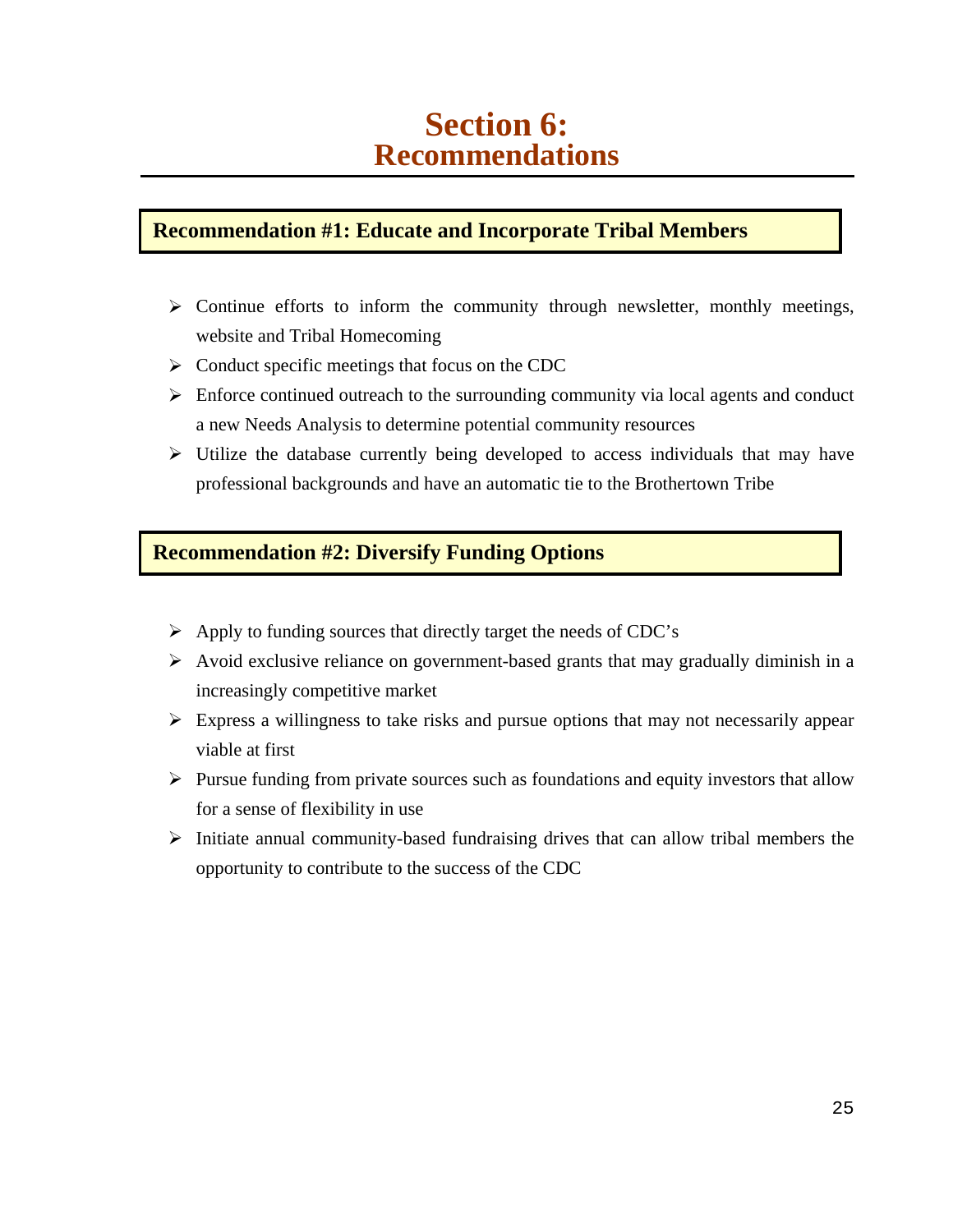# Section 6: Recommendations

## Recommendation #1: Educate and Incorporate Tribal Members

- Continue efforts to inform the community through newsletter, monthly meetings, website and Tribal Homecoming
- Conduct specific meetings that focus on the CDC
- Enforce continued outreach to the surrounding community via local agents and conduct a new Needs Analysis to determine potential community resources
- Utilize the database currently being developed to access individuals that may have professional backgrounds and have an automatic tie to the Brothertown Tribe

## Recommendation #2: Diversify Funding Options

- Apply to funding sources that directly target the needs of CDC's
- Avoid exclusive reliance on government-based grants that may gradually diminish in a increasingly competitive market
- Express a willingness to take risks and pursue options that may not necessarily appear viable at first
- Pursue funding from private sources such as foundations and equity investors that allow for a sense of flexibility in use
- Initiate annual community-based fundraising drives that can allow tribal members the opportunity to contribute to the success of the CDC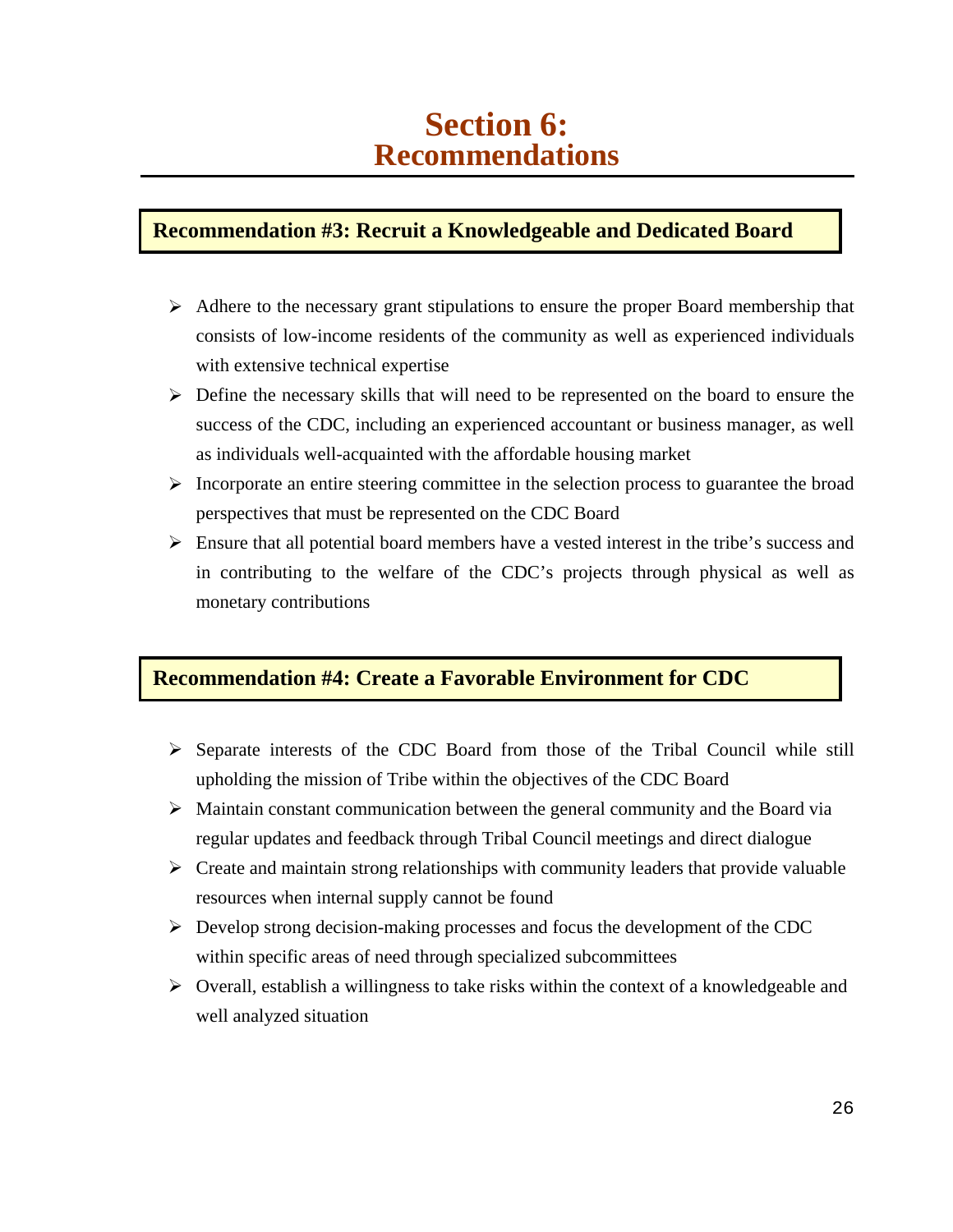# Section 6: Recommendations

## Recommendation #3: Recruit a Knowledgeable and Dedicated Board

- Adhere to the necessary grant stipulations to ensure the proper Board membership that consists of low-income residents of the community as well as experienced individuals with extensive technical expertise
- Define the necessary skills that will need to be represented on the board to ensure the success of the CDC, including an experienced accountant or business manager, as well as individuals well-acquainted with the affordable housing market
- Incorporate an entire steering committee in the selection process to guarantee the broad perspectives that must be represented on the CDC Board
- Ensure that all potential board members have a vested interest in the tribe's success and in contributing to the welfare of the CDC's projects through physical as well as monetary contributions

## Recommendation #4: Create a Favorable Environment for CDC

- Separate interests of the CDC Board from those of the Tribal Council while still upholding the mission of Tribe within the objectives of the CDC Board
- Maintain constant communication between the general community and the Board via regular updates and feedback through Tribal Council meetings and direct dialogue
- Create and maintain strong relationships with community leaders that provide valuable resources when internal supply cannot be found
- Develop strong decision-making processes and focus the development of the CDC within specific areas of need through specialized subcommittees
- Overall, establish a willingness to take risks within the context of a knowledgeable and well analyzed situation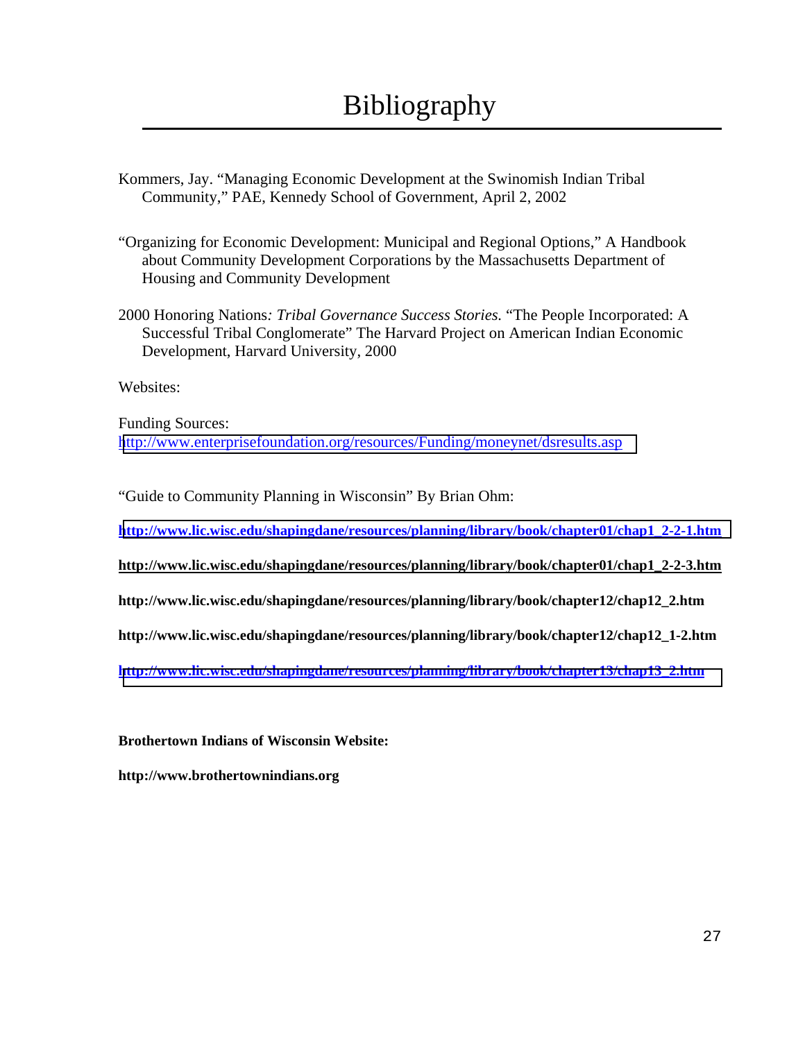# Bibliography

Kommers, Jay. "Managing Economic Development at the Swinomish Indian Tribal Community," PAE, Kennedy School of Government, April 2, 2002

"Organizing for Economic Development: Municipal and Regional Options," A Handbook about Community Development Corporations by the Massachusetts Department of Housing and Community Development

2000 Honoring Nations*: Tribal Governance Success Stories.* "The People Incorporated: A Successful Tribal Conglomerate" The Harvard Project on American Indian Economic Development, Harvard University, 2000

Websites:

Funding Sources:
http://www.enterprisefoundation.org/resources/Funding/moneynet/dsresults.asp

"Guide to Community Planning in Wisconsin" By Brian Ohm:

**http://www.lic.wisc.edu/shapingdane/resources/planning/library/book/chapter01/chap1_2-2-1.htm**

**http://www.lic.wisc.edu/shapingdane/resources/planning/library/book/chapter01/chap1_2-2-3.htm**

**http://www.lic.wisc.edu/shapingdane/resources/planning/library/book/chapter12/chap12_2.htm**

**http://www.lic.wisc.edu/shapingdane/resources/planning/library/book/chapter12/chap12_1-2.htm**

**http://www.lic.wisc.edu/shapingdane/resources/planning/library/book/chapter13/chap13_2.htm**

**Brothertown Indians of Wisconsin Website:**

**http://www.brothertownindians.org**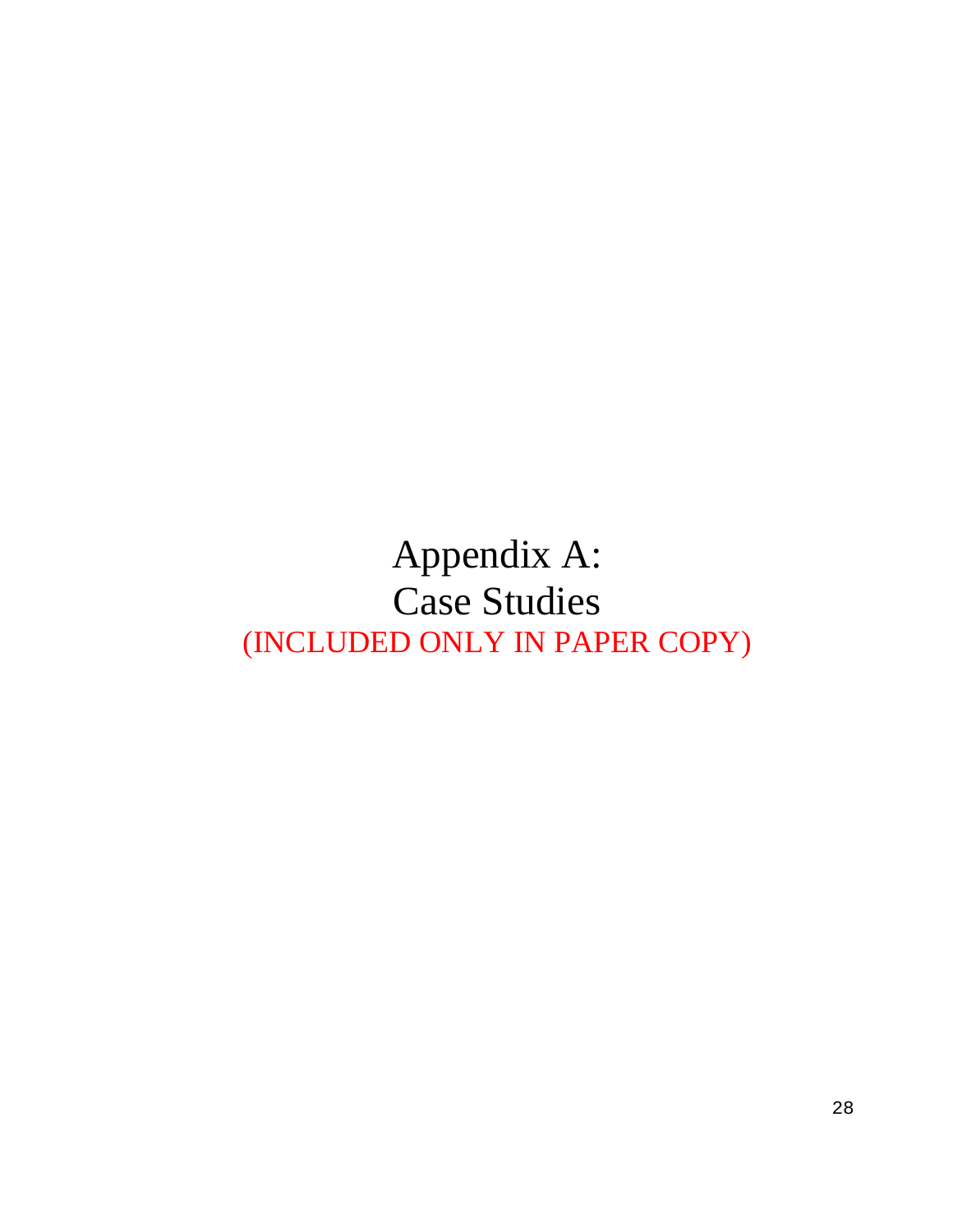# Appendix A:
# Case Studies

(INCLUDED ONLY IN PAPER COPY)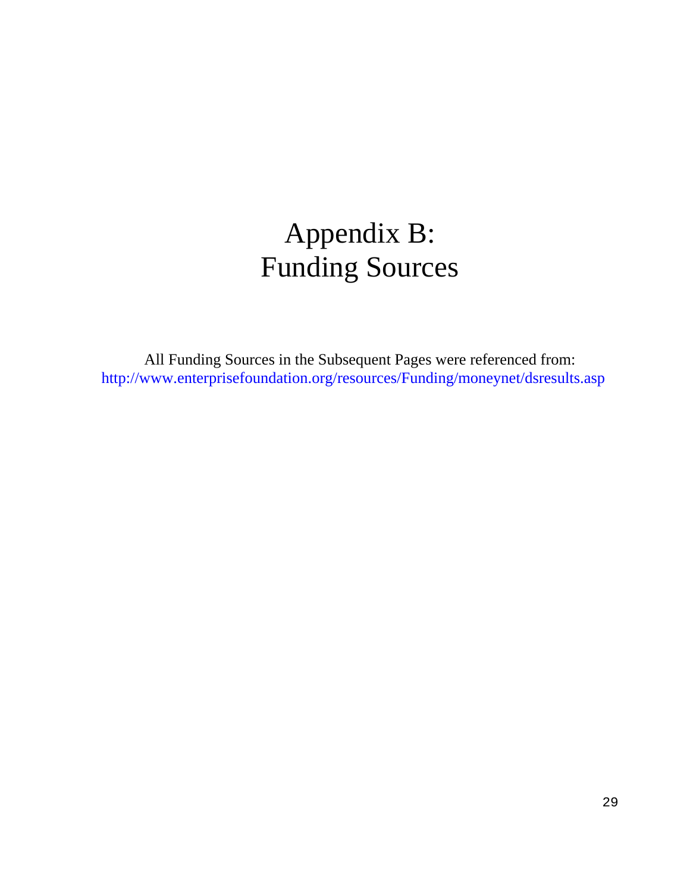# Appendix B: Funding Sources

All Funding Sources in the Subsequent Pages were referenced from: http://www.enterprisefoundation.org/resources/Funding/moneynet/dsresults.asp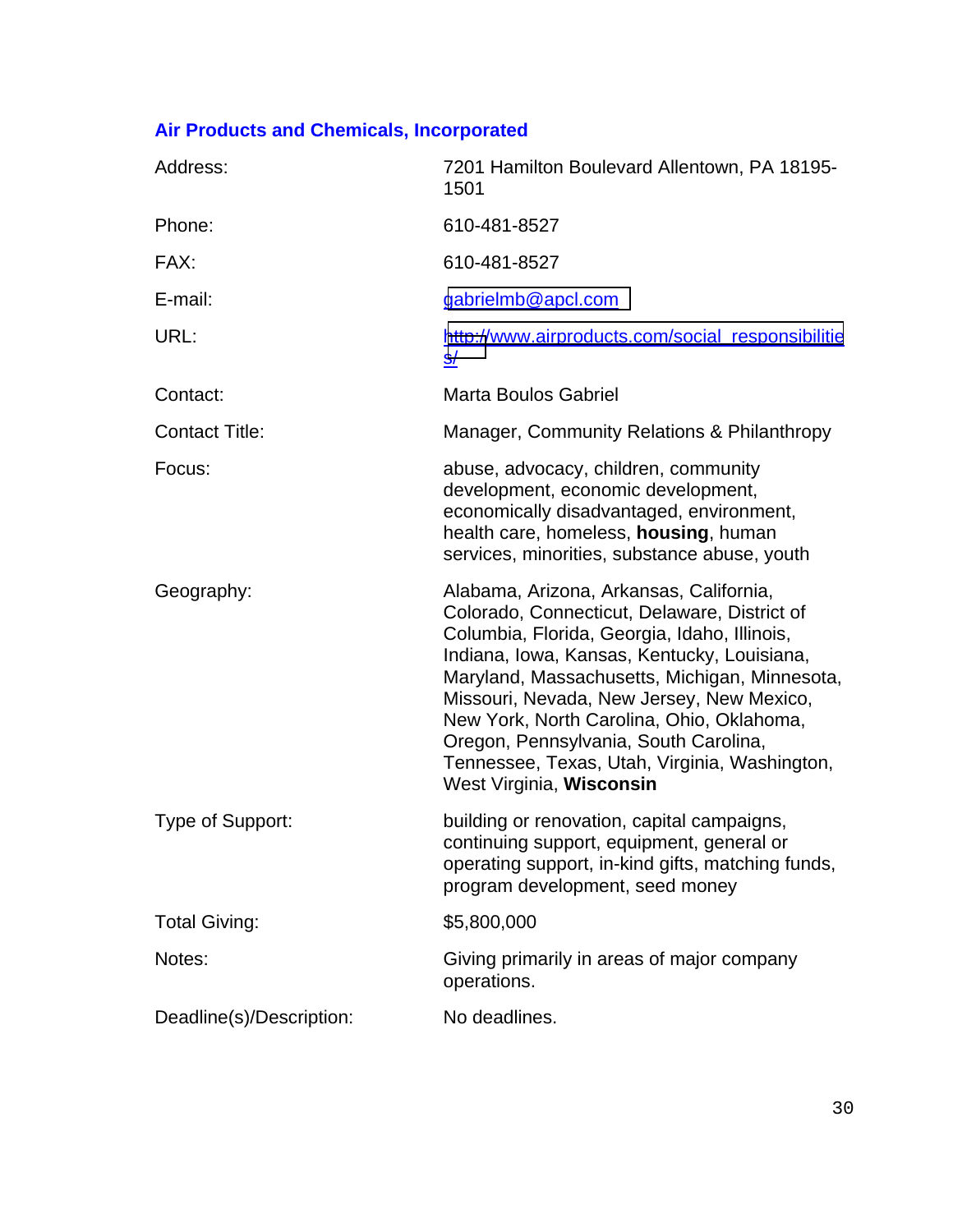### Air Products and Chemicals, Incorporated

| | |
|---|---|
| Address: | 7201 Hamilton Boulevard Allentown, PA 18195-1501 |
| Phone: | 610-481-8527 |
| FAX: | 610-481-8527 |
| E-mail: | gabrielmb@apcl.com |
| URL: | http://www.airproducts.com/social_responsibilities/ |
| Contact: | Marta Boulos Gabriel |
| Contact Title: | Manager, Community Relations & Philanthropy |
| Focus: | abuse, advocacy, children, community development, economic development, economically disadvantaged, environment, health care, homeless, **housing**, human services, minorities, substance abuse, youth |
| Geography: | Alabama, Arizona, Arkansas, California, Colorado, Connecticut, Delaware, District of Columbia, Florida, Georgia, Idaho, Illinois, Indiana, Iowa, Kansas, Kentucky, Louisiana, Maryland, Massachusetts, Michigan, Minnesota, Missouri, Nevada, New Jersey, New Mexico, New York, North Carolina, Ohio, Oklahoma, Oregon, Pennsylvania, South Carolina, Tennessee, Texas, Utah, Virginia, Washington, West Virginia, **Wisconsin** |
| Type of Support: | building or renovation, capital campaigns, continuing support, equipment, general or operating support, in-kind gifts, matching funds, program development, seed money |
| Total Giving: | $5,800,000 |
| Notes: | Giving primarily in areas of major company operations. |
| Deadline(s)/Description: | No deadlines. |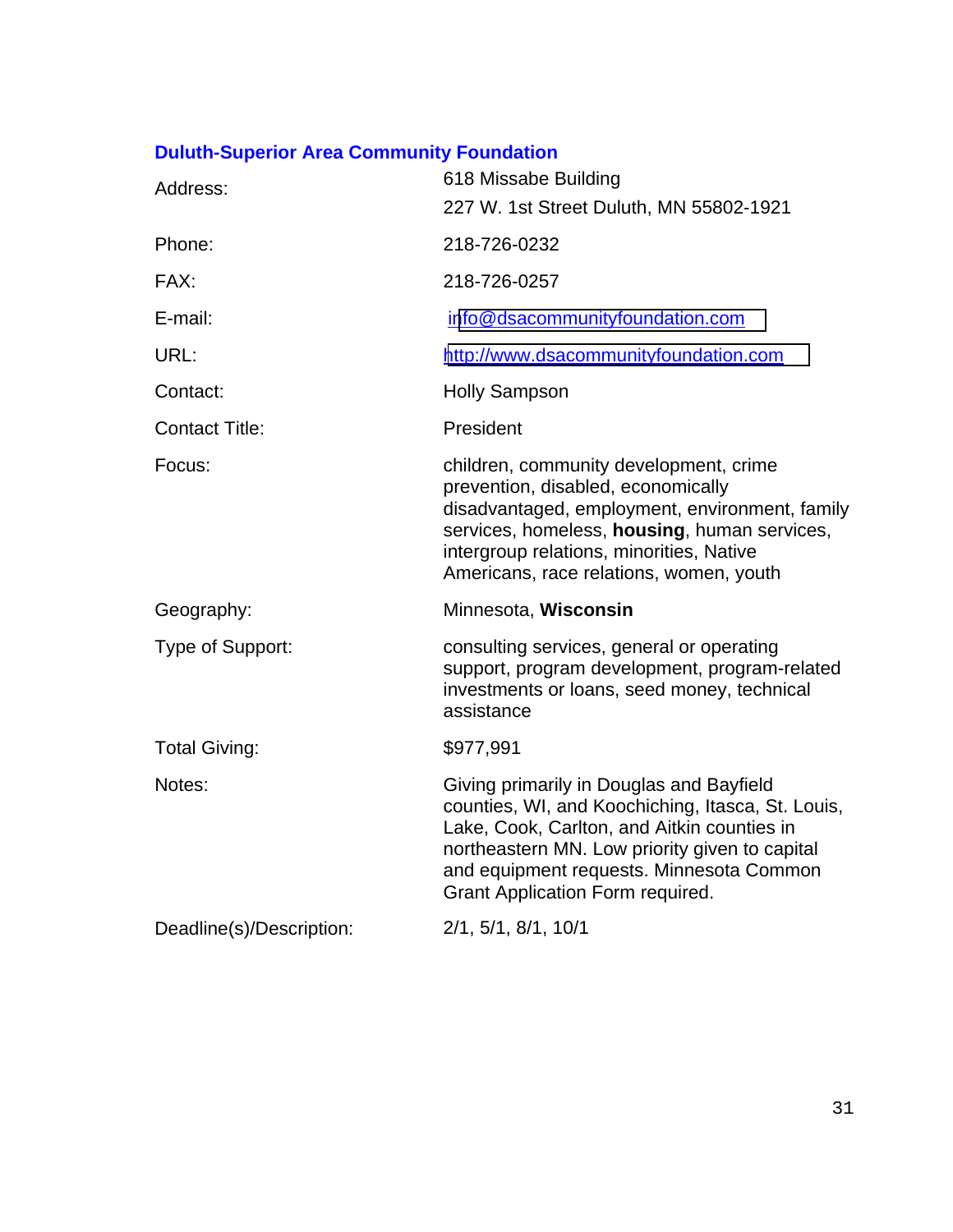## Duluth-Superior Area Community Foundation

| | |
|---|---|
| Address: | 618 Missabe Building<br>227 W. 1st Street Duluth, MN 55802-1921 |
| Phone: | 218-726-0232 |
| FAX: | 218-726-0257 |
| E-mail: | info@dsacommunityfoundation.com |
| URL: | http://www.dsacommunityfoundation.com |
| Contact: | Holly Sampson |
| Contact Title: | President |
| Focus: | children, community development, crime prevention, disabled, economically disadvantaged, employment, environment, family services, homeless, **housing**, human services, intergroup relations, minorities, Native Americans, race relations, women, youth |
| Geography: | Minnesota, **Wisconsin** |
| Type of Support: | consulting services, general or operating support, program development, program-related investments or loans, seed money, technical assistance |
| Total Giving: | $977,991 |
| Notes: | Giving primarily in Douglas and Bayfield counties, WI, and Koochiching, Itasca, St. Louis, Lake, Cook, Carlton, and Aitkin counties in northeastern MN. Low priority given to capital and equipment requests. Minnesota Common Grant Application Form required. |
| Deadline(s)/Description: | 2/1, 5/1, 8/1, 10/1 |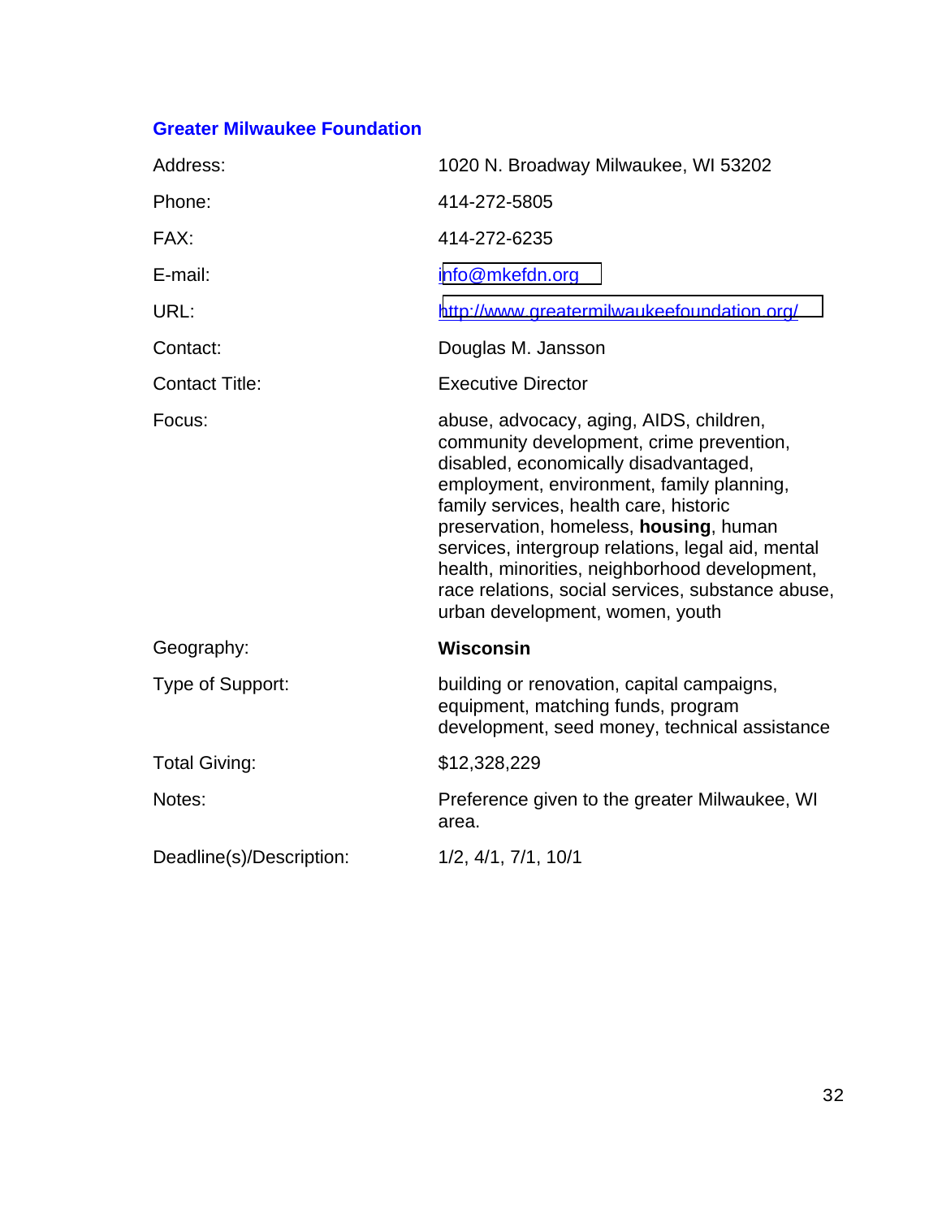### Greater Milwaukee Foundation

| | |
|---|---|
| Address: | 1020 N. Broadway Milwaukee, WI 53202 |
| Phone: | 414-272-5805 |
| FAX: | 414-272-6235 |
| E-mail: | info@mkefdn.org |
| URL: | http://www.greatermilwaukeefoundation.org/ |
| Contact: | Douglas M. Jansson |
| Contact Title: | Executive Director |
| Focus: | abuse, advocacy, aging, AIDS, children, community development, crime prevention, disabled, economically disadvantaged, employment, environment, family planning, family services, health care, historic preservation, homeless, **housing**, human services, intergroup relations, legal aid, mental health, minorities, neighborhood development, race relations, social services, substance abuse, urban development, women, youth |
| Geography: | **Wisconsin** |
| Type of Support: | building or renovation, capital campaigns, equipment, matching funds, program development, seed money, technical assistance |
| Total Giving: | $12,328,229 |
| Notes: | Preference given to the greater Milwaukee, WI area. |
| Deadline(s)/Description: | 1/2, 4/1, 7/1, 10/1 |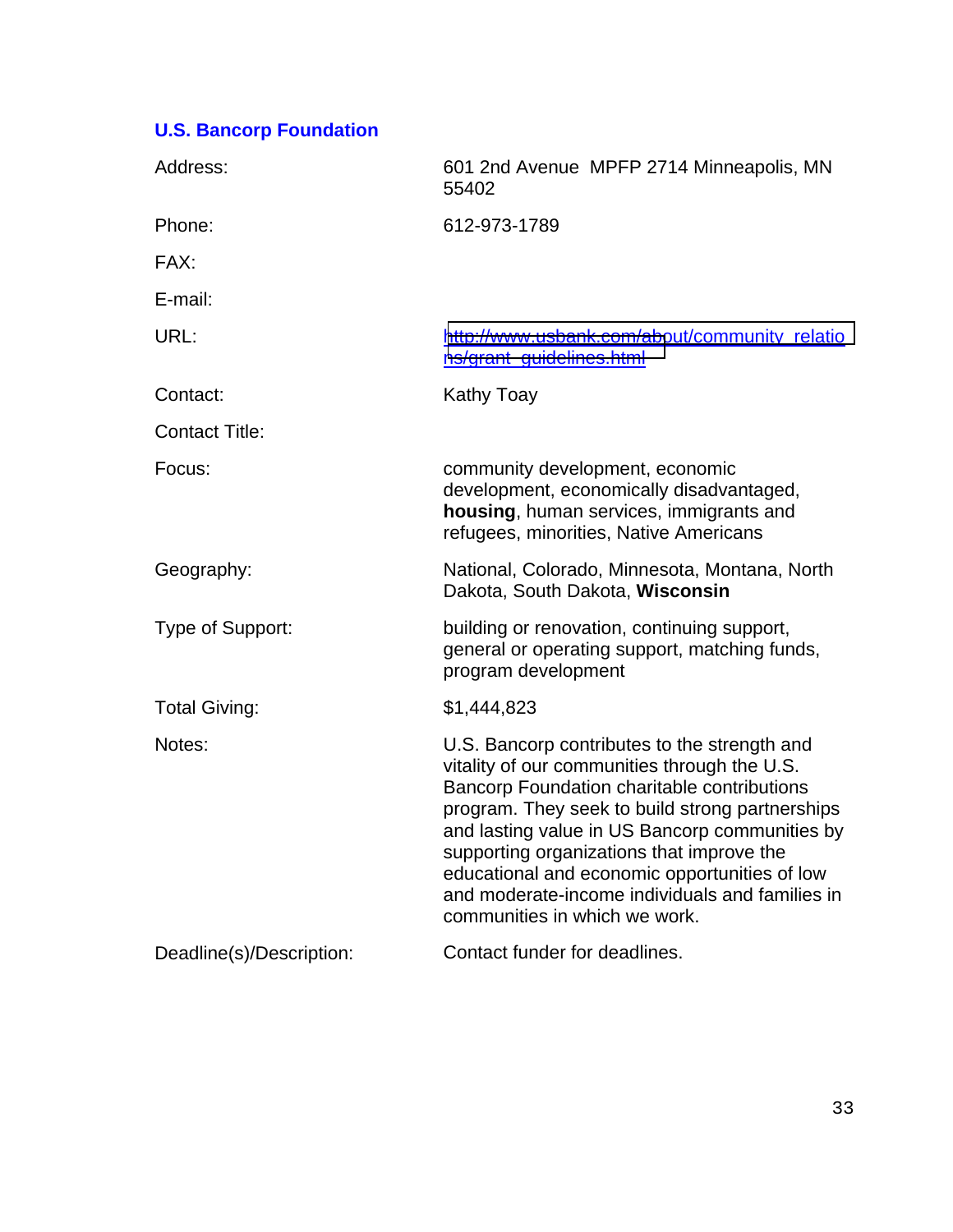## U.S. Bancorp Foundation

| | |
|---|---|
| Address: | 601 2nd Avenue MPFP 2714 Minneapolis, MN 55402 |
| Phone: | 612-973-1789 |
| FAX: | |
| E-mail: | |
| URL: | http://www.usbank.com/about/community_relations/grant_guidelines.html |
| Contact: | Kathy Toay |
| Contact Title: | |
| Focus: | community development, economic development, economically disadvantaged, **housing**, human services, immigrants and refugees, minorities, Native Americans |
| Geography: | National, Colorado, Minnesota, Montana, North Dakota, South Dakota, **Wisconsin** |
| Type of Support: | building or renovation, continuing support, general or operating support, matching funds, program development |
| Total Giving: | $1,444,823 |
| Notes: | U.S. Bancorp contributes to the strength and vitality of our communities through the U.S. Bancorp Foundation charitable contributions program. They seek to build strong partnerships and lasting value in US Bancorp communities by supporting organizations that improve the educational and economic opportunities of low and moderate-income individuals and families in communities in which we work. |
| Deadline(s)/Description: | Contact funder for deadlines. |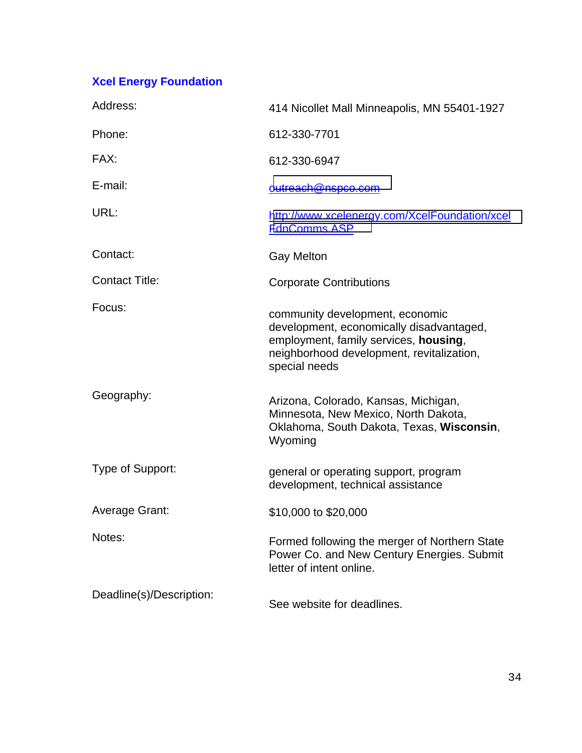### Xcel Energy Foundation

| | |
|---|---|
| Address: | 414 Nicollet Mall Minneapolis, MN 55401-1927 |
| Phone: | 612-330-7701 |
| FAX: | 612-330-6947 |
| E-mail: | outreach@nspco.com |
| URL: | http://www.xcelenergy.com/XcelFoundation/xcelFdnComms.ASP |
| Contact: | Gay Melton |
| Contact Title: | Corporate Contributions |
| Focus: | community development, economic development, economically disadvantaged, employment, family services, **housing**, neighborhood development, revitalization, special needs |
| Geography: | Arizona, Colorado, Kansas, Michigan, Minnesota, New Mexico, North Dakota, Oklahoma, South Dakota, Texas, **Wisconsin**, Wyoming |
| Type of Support: | general or operating support, program development, technical assistance |
| Average Grant: | $10,000 to $20,000 |
| Notes: | Formed following the merger of Northern State Power Co. and New Century Energies. Submit letter of intent online. |
| Deadline(s)/Description: | See website for deadlines. |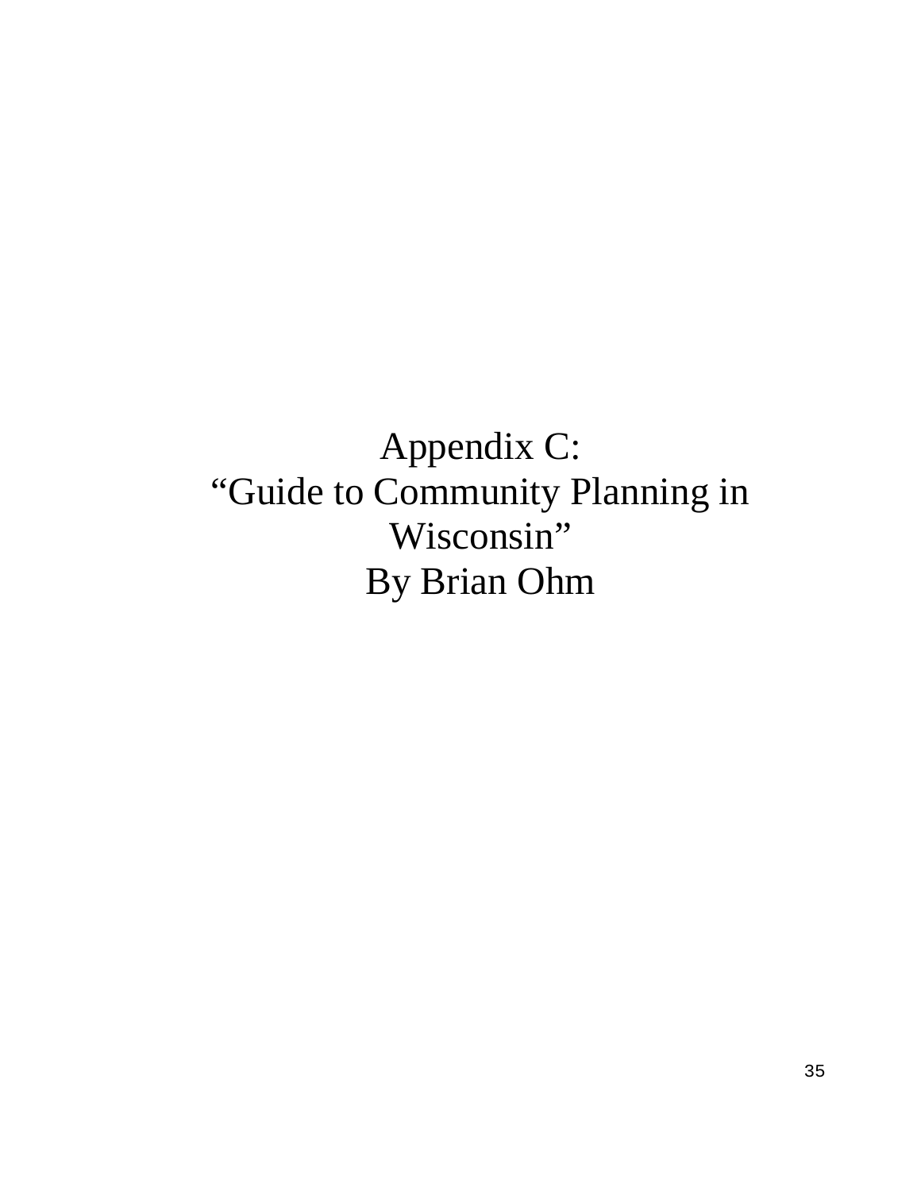# Appendix C:
# "Guide to Community Planning in Wisconsin"
# By Brian Ohm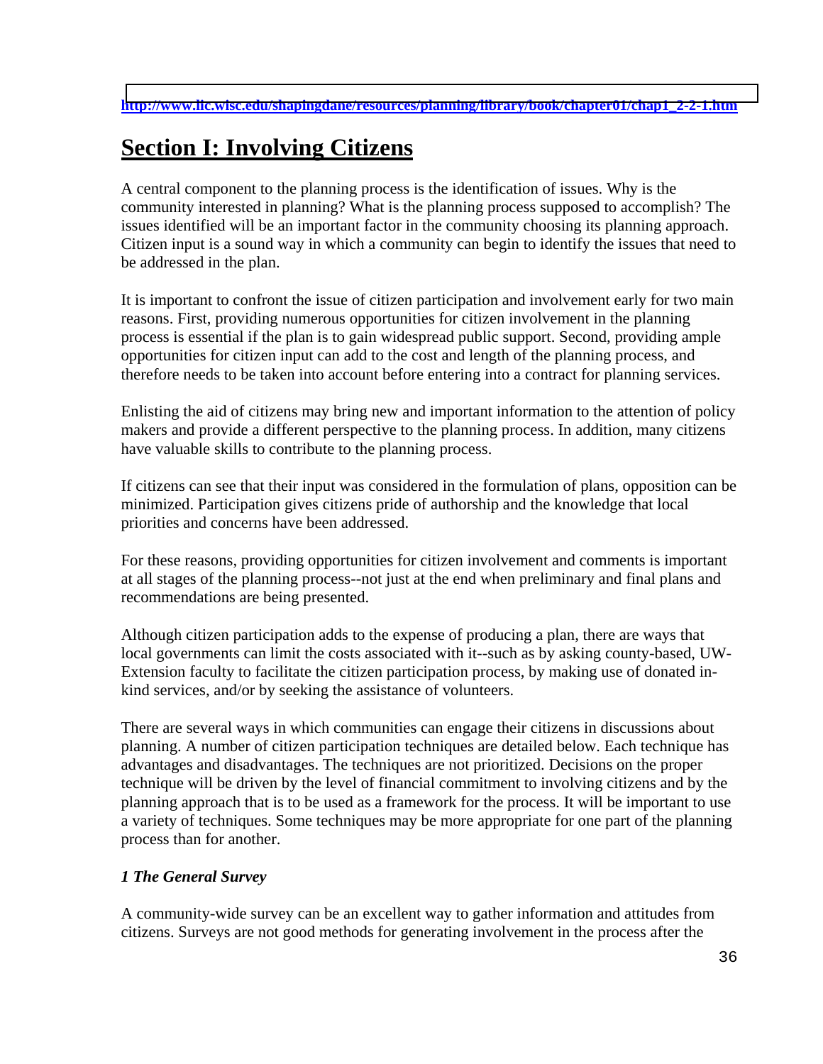http://www.lic.wisc.edu/shapingdane/resources/planning/library/book/chapter01/chap1_2-2-1.htm

# Section I: Involving Citizens

A central component to the planning process is the identification of issues. Why is the community interested in planning? What is the planning process supposed to accomplish? The issues identified will be an important factor in the community choosing its planning approach. Citizen input is a sound way in which a community can begin to identify the issues that need to be addressed in the plan.

It is important to confront the issue of citizen participation and involvement early for two main reasons. First, providing numerous opportunities for citizen involvement in the planning process is essential if the plan is to gain widespread public support. Second, providing ample opportunities for citizen input can add to the cost and length of the planning process, and therefore needs to be taken into account before entering into a contract for planning services.

Enlisting the aid of citizens may bring new and important information to the attention of policy makers and provide a different perspective to the planning process. In addition, many citizens have valuable skills to contribute to the planning process.

If citizens can see that their input was considered in the formulation of plans, opposition can be minimized. Participation gives citizens pride of authorship and the knowledge that local priorities and concerns have been addressed.

For these reasons, providing opportunities for citizen involvement and comments is important at all stages of the planning process--not just at the end when preliminary and final plans and recommendations are being presented.

Although citizen participation adds to the expense of producing a plan, there are ways that local governments can limit the costs associated with it--such as by asking county-based, UW-Extension faculty to facilitate the citizen participation process, by making use of donated in-kind services, and/or by seeking the assistance of volunteers.

There are several ways in which communities can engage their citizens in discussions about planning. A number of citizen participation techniques are detailed below. Each technique has advantages and disadvantages. The techniques are not prioritized. Decisions on the proper technique will be driven by the level of financial commitment to involving citizens and by the planning approach that is to be used as a framework for the process. It will be important to use a variety of techniques. Some techniques may be more appropriate for one part of the planning process than for another.

***1 The General Survey***

A community-wide survey can be an excellent way to gather information and attitudes from citizens. Surveys are not good methods for generating involvement in the process after the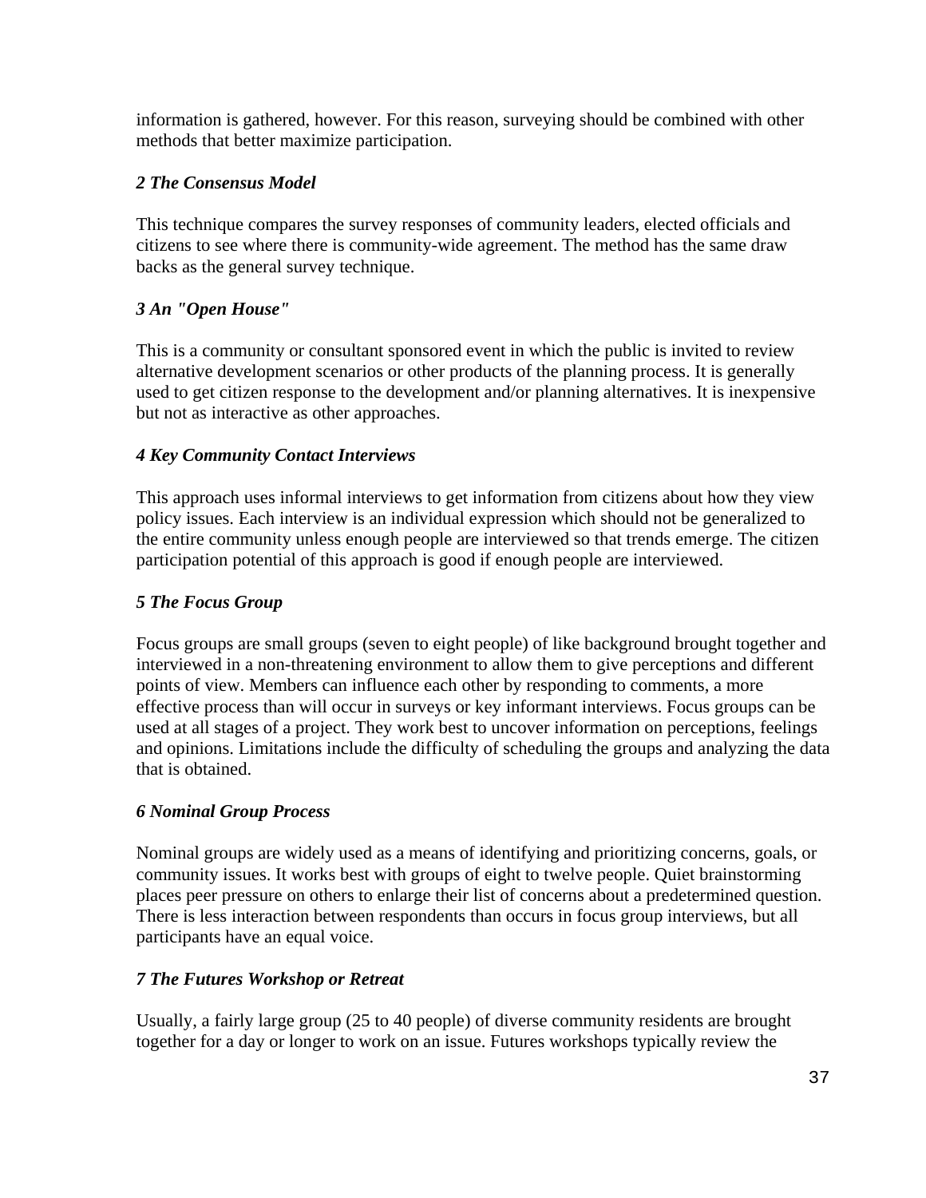information is gathered, however. For this reason, surveying should be combined with other methods that better maximize participation.

### *2 The Consensus Model*

This technique compares the survey responses of community leaders, elected officials and citizens to see where there is community-wide agreement. The method has the same draw backs as the general survey technique.

### *3 An "Open House"*

This is a community or consultant sponsored event in which the public is invited to review alternative development scenarios or other products of the planning process. It is generally used to get citizen response to the development and/or planning alternatives. It is inexpensive but not as interactive as other approaches.

### *4 Key Community Contact Interviews*

This approach uses informal interviews to get information from citizens about how they view policy issues. Each interview is an individual expression which should not be generalized to the entire community unless enough people are interviewed so that trends emerge. The citizen participation potential of this approach is good if enough people are interviewed.

### *5 The Focus Group*

Focus groups are small groups (seven to eight people) of like background brought together and interviewed in a non-threatening environment to allow them to give perceptions and different points of view. Members can influence each other by responding to comments, a more effective process than will occur in surveys or key informant interviews. Focus groups can be used at all stages of a project. They work best to uncover information on perceptions, feelings and opinions. Limitations include the difficulty of scheduling the groups and analyzing the data that is obtained.

### *6 Nominal Group Process*

Nominal groups are widely used as a means of identifying and prioritizing concerns, goals, or community issues. It works best with groups of eight to twelve people. Quiet brainstorming places peer pressure on others to enlarge their list of concerns about a predetermined question. There is less interaction between respondents than occurs in focus group interviews, but all participants have an equal voice.

### *7 The Futures Workshop or Retreat*

Usually, a fairly large group (25 to 40 people) of diverse community residents are brought together for a day or longer to work on an issue. Futures workshops typically review the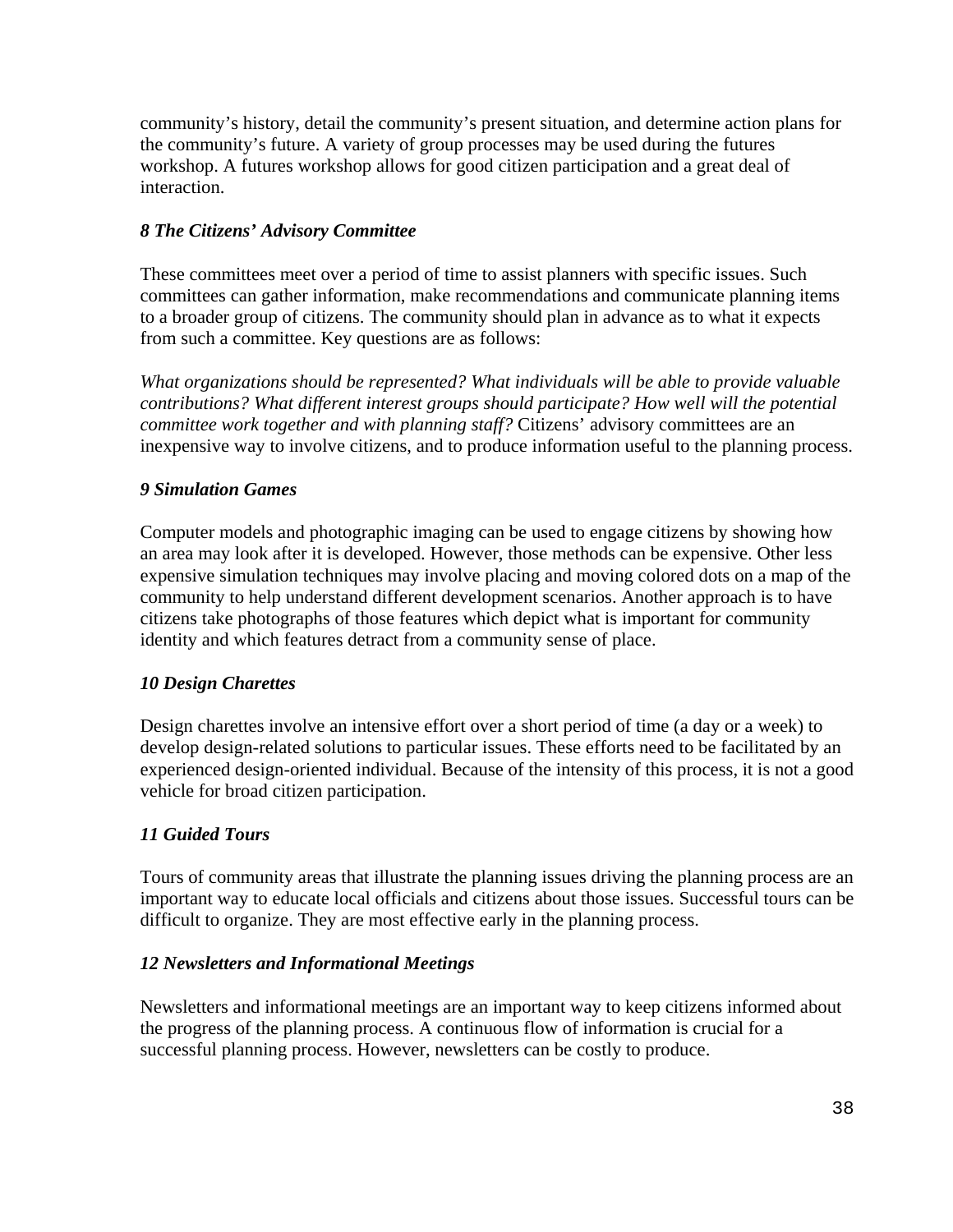community's history, detail the community's present situation, and determine action plans for the community's future. A variety of group processes may be used during the futures workshop. A futures workshop allows for good citizen participation and a great deal of interaction.

### *8 The Citizens' Advisory Committee*

These committees meet over a period of time to assist planners with specific issues. Such committees can gather information, make recommendations and communicate planning items to a broader group of citizens. The community should plan in advance as to what it expects from such a committee. Key questions are as follows:

*What organizations should be represented? What individuals will be able to provide valuable contributions? What different interest groups should participate? How well will the potential committee work together and with planning staff?* Citizens' advisory committees are an inexpensive way to involve citizens, and to produce information useful to the planning process.

### *9 Simulation Games*

Computer models and photographic imaging can be used to engage citizens by showing how an area may look after it is developed. However, those methods can be expensive. Other less expensive simulation techniques may involve placing and moving colored dots on a map of the community to help understand different development scenarios. Another approach is to have citizens take photographs of those features which depict what is important for community identity and which features detract from a community sense of place.

### *10 Design Charettes*

Design charettes involve an intensive effort over a short period of time (a day or a week) to develop design-related solutions to particular issues. These efforts need to be facilitated by an experienced design-oriented individual. Because of the intensity of this process, it is not a good vehicle for broad citizen participation.

### *11 Guided Tours*

Tours of community areas that illustrate the planning issues driving the planning process are an important way to educate local officials and citizens about those issues. Successful tours can be difficult to organize. They are most effective early in the planning process.

### *12 Newsletters and Informational Meetings*

Newsletters and informational meetings are an important way to keep citizens informed about the progress of the planning process. A continuous flow of information is crucial for a successful planning process. However, newsletters can be costly to produce.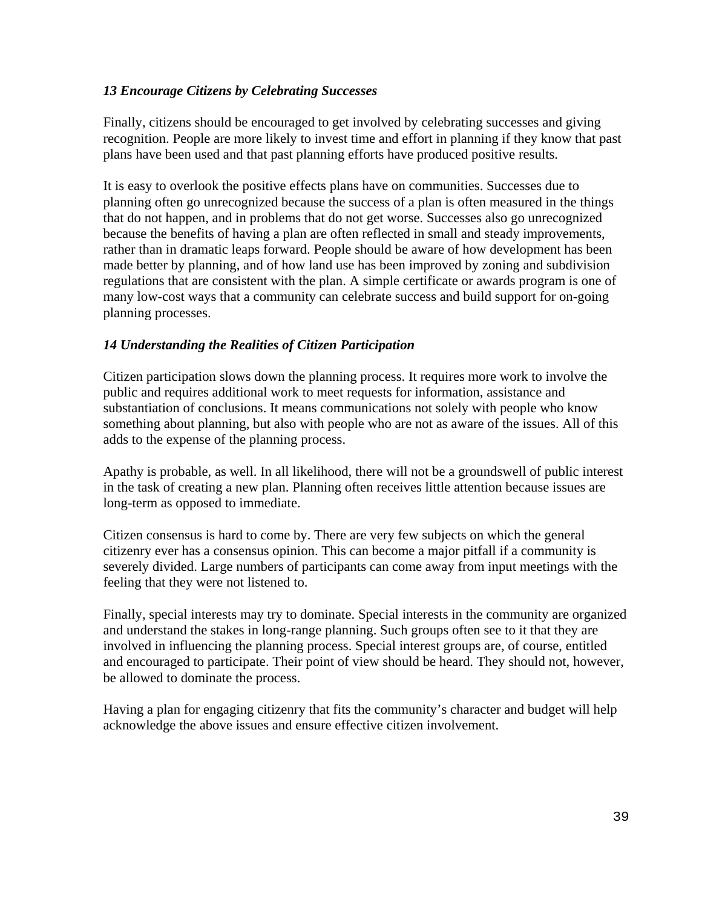### *13 Encourage Citizens by Celebrating Successes*

Finally, citizens should be encouraged to get involved by celebrating successes and giving recognition. People are more likely to invest time and effort in planning if they know that past plans have been used and that past planning efforts have produced positive results.

It is easy to overlook the positive effects plans have on communities. Successes due to planning often go unrecognized because the success of a plan is often measured in the things that do not happen, and in problems that do not get worse. Successes also go unrecognized because the benefits of having a plan are often reflected in small and steady improvements, rather than in dramatic leaps forward. People should be aware of how development has been made better by planning, and of how land use has been improved by zoning and subdivision regulations that are consistent with the plan. A simple certificate or awards program is one of many low-cost ways that a community can celebrate success and build support for on-going planning processes.

### *14 Understanding the Realities of Citizen Participation*

Citizen participation slows down the planning process. It requires more work to involve the public and requires additional work to meet requests for information, assistance and substantiation of conclusions. It means communications not solely with people who know something about planning, but also with people who are not as aware of the issues. All of this adds to the expense of the planning process.

Apathy is probable, as well. In all likelihood, there will not be a groundswell of public interest in the task of creating a new plan. Planning often receives little attention because issues are long-term as opposed to immediate.

Citizen consensus is hard to come by. There are very few subjects on which the general citizenry ever has a consensus opinion. This can become a major pitfall if a community is severely divided. Large numbers of participants can come away from input meetings with the feeling that they were not listened to.

Finally, special interests may try to dominate. Special interests in the community are organized and understand the stakes in long-range planning. Such groups often see to it that they are involved in influencing the planning process. Special interest groups are, of course, entitled and encouraged to participate. Their point of view should be heard. They should not, however, be allowed to dominate the process.

Having a plan for engaging citizenry that fits the community's character and budget will help acknowledge the above issues and ensure effective citizen involvement.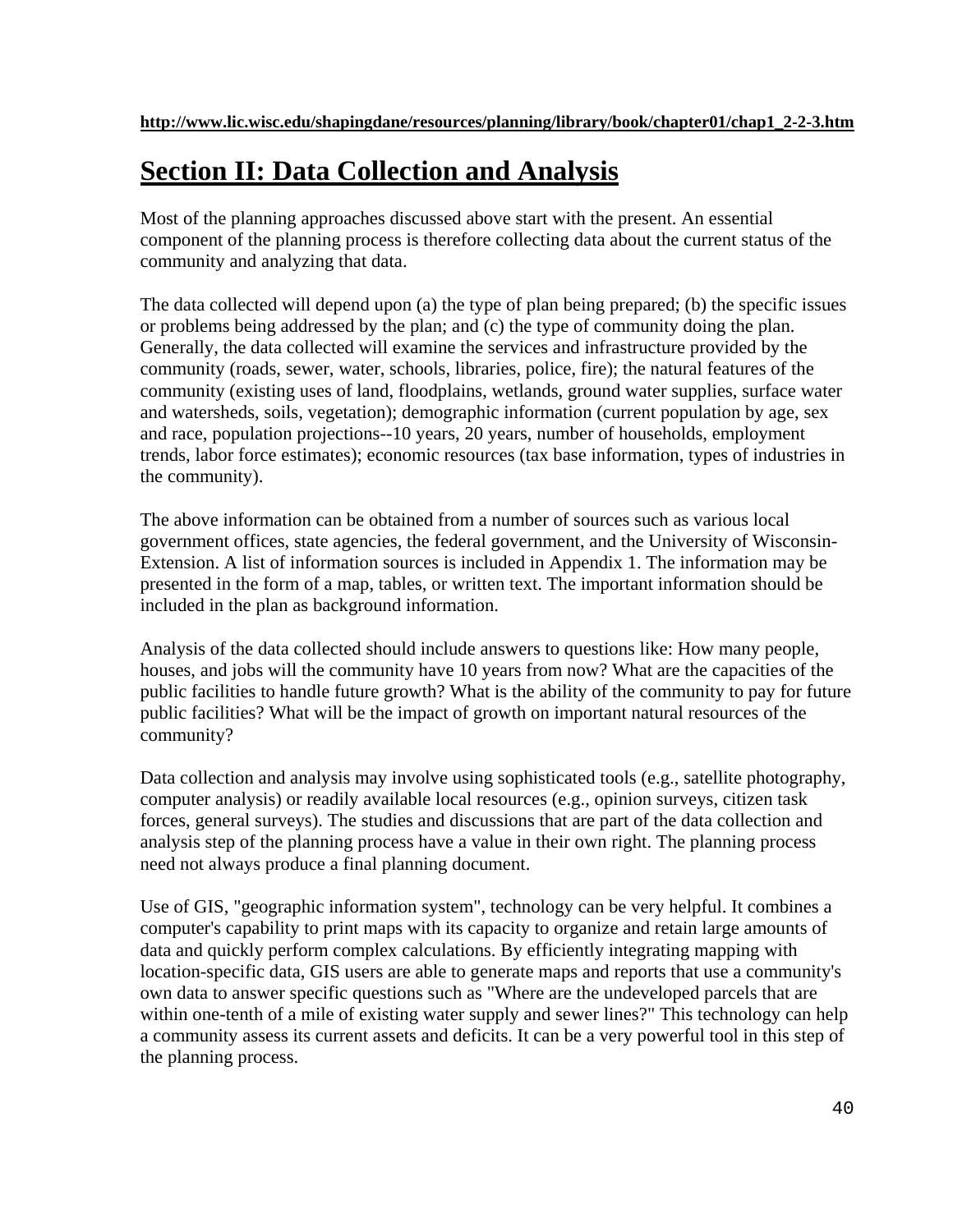**http://www.lic.wisc.edu/shapingdane/resources/planning/library/book/chapter01/chap1_2-2-3.htm**

# Section II: Data Collection and Analysis

Most of the planning approaches discussed above start with the present. An essential component of the planning process is therefore collecting data about the current status of the community and analyzing that data.

The data collected will depend upon (a) the type of plan being prepared; (b) the specific issues or problems being addressed by the plan; and (c) the type of community doing the plan. Generally, the data collected will examine the services and infrastructure provided by the community (roads, sewer, water, schools, libraries, police, fire); the natural features of the community (existing uses of land, floodplains, wetlands, ground water supplies, surface water and watersheds, soils, vegetation); demographic information (current population by age, sex and race, population projections--10 years, 20 years, number of households, employment trends, labor force estimates); economic resources (tax base information, types of industries in the community).

The above information can be obtained from a number of sources such as various local government offices, state agencies, the federal government, and the University of Wisconsin-Extension. A list of information sources is included in Appendix 1. The information may be presented in the form of a map, tables, or written text. The important information should be included in the plan as background information.

Analysis of the data collected should include answers to questions like: How many people, houses, and jobs will the community have 10 years from now? What are the capacities of the public facilities to handle future growth? What is the ability of the community to pay for future public facilities? What will be the impact of growth on important natural resources of the community?

Data collection and analysis may involve using sophisticated tools (e.g., satellite photography, computer analysis) or readily available local resources (e.g., opinion surveys, citizen task forces, general surveys). The studies and discussions that are part of the data collection and analysis step of the planning process have a value in their own right. The planning process need not always produce a final planning document.

Use of GIS, "geographic information system", technology can be very helpful. It combines a computer's capability to print maps with its capacity to organize and retain large amounts of data and quickly perform complex calculations. By efficiently integrating mapping with location-specific data, GIS users are able to generate maps and reports that use a community's own data to answer specific questions such as "Where are the undeveloped parcels that are within one-tenth of a mile of existing water supply and sewer lines?" This technology can help a community assess its current assets and deficits. It can be a very powerful tool in this step of the planning process.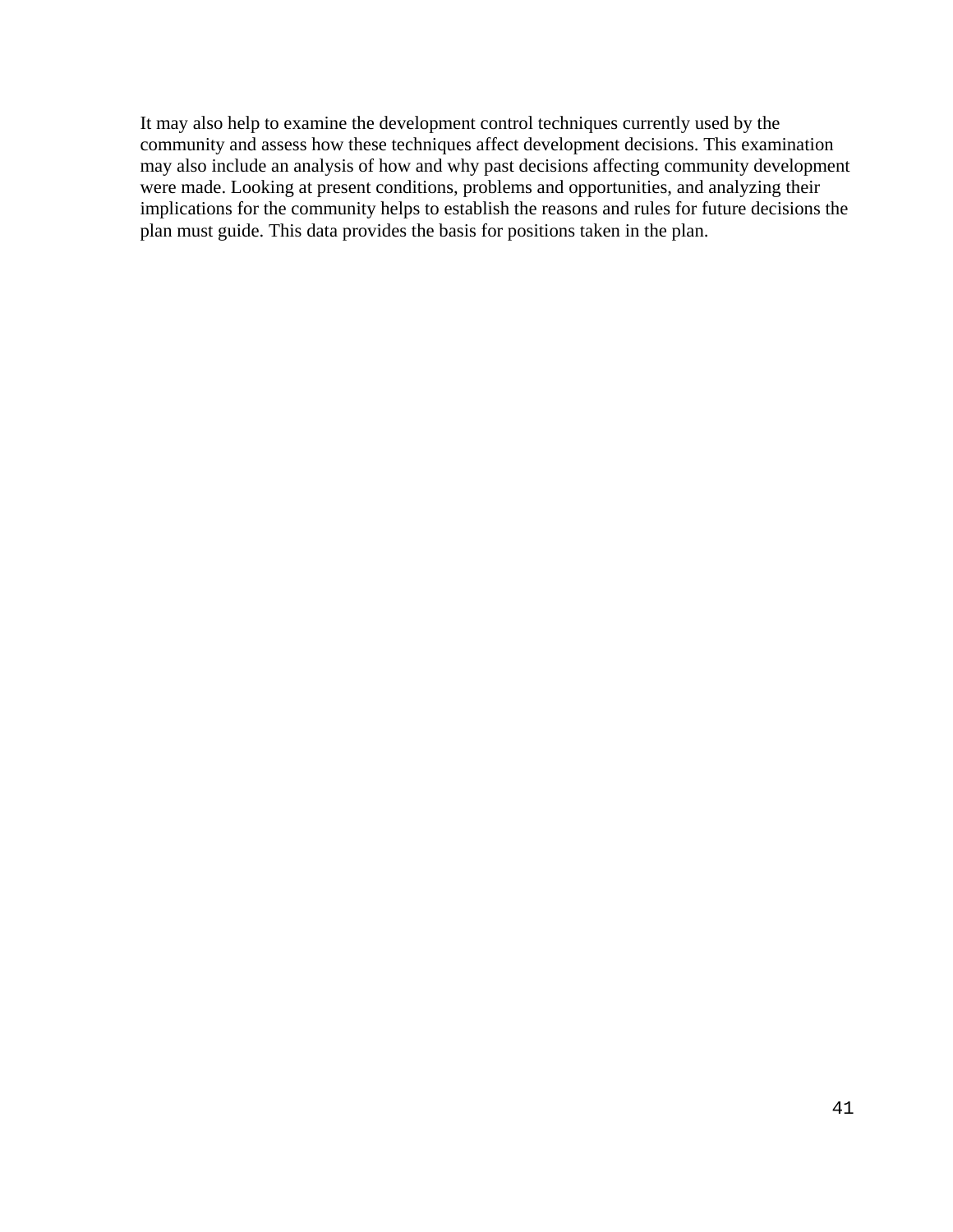It may also help to examine the development control techniques currently used by the community and assess how these techniques affect development decisions. This examination may also include an analysis of how and why past decisions affecting community development were made. Looking at present conditions, problems and opportunities, and analyzing their implications for the community helps to establish the reasons and rules for future decisions the plan must guide. This data provides the basis for positions taken in the plan.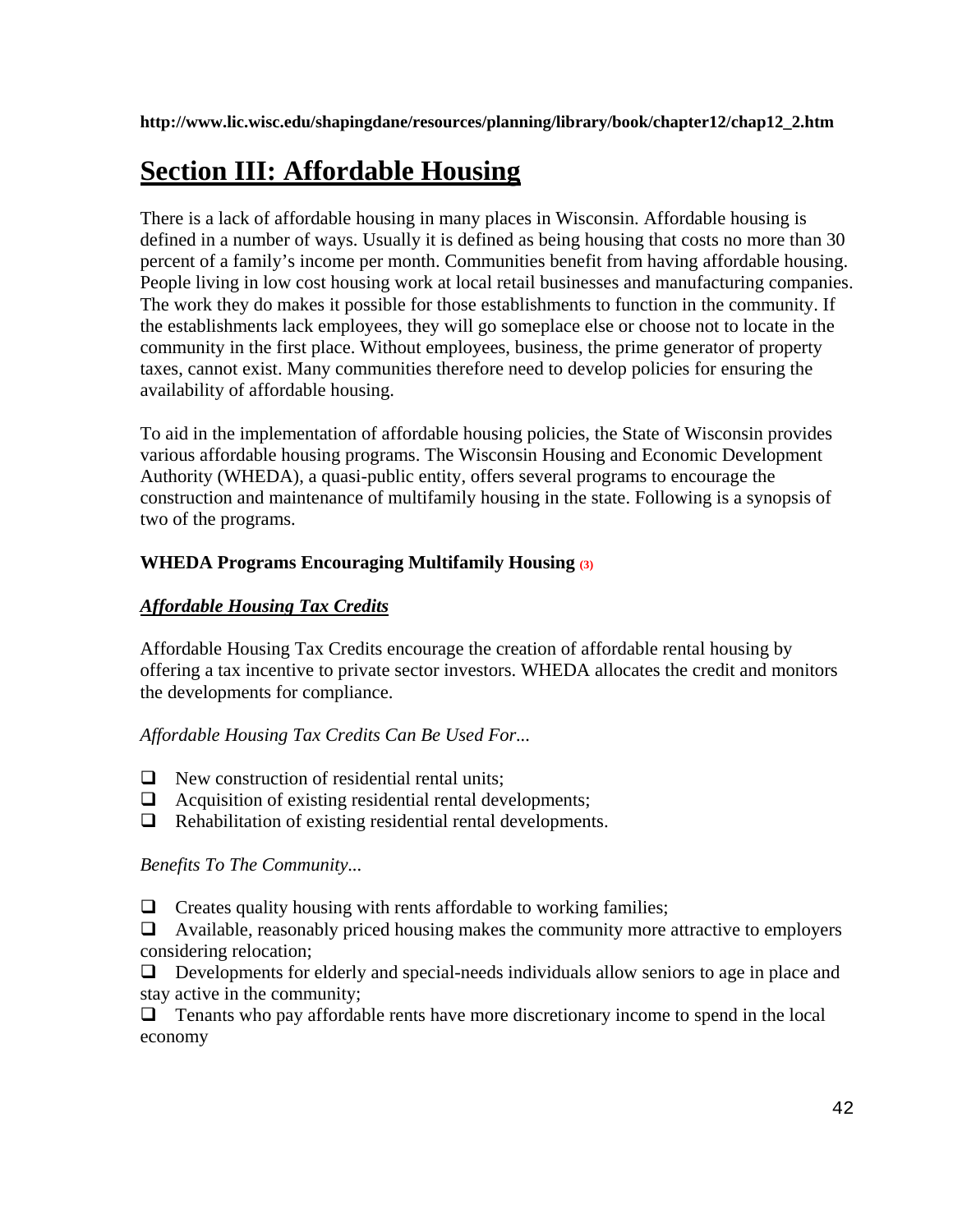**http://www.lic.wisc.edu/shapingdane/resources/planning/library/book/chapter12/chap12_2.htm**

# Section III: Affordable Housing

There is a lack of affordable housing in many places in Wisconsin. Affordable housing is defined in a number of ways. Usually it is defined as being housing that costs no more than 30 percent of a family's income per month. Communities benefit from having affordable housing. People living in low cost housing work at local retail businesses and manufacturing companies. The work they do makes it possible for those establishments to function in the community. If the establishments lack employees, they will go someplace else or choose not to locate in the community in the first place. Without employees, business, the prime generator of property taxes, cannot exist. Many communities therefore need to develop policies for ensuring the availability of affordable housing.

To aid in the implementation of affordable housing policies, the State of Wisconsin provides various affordable housing programs. The Wisconsin Housing and Economic Development Authority (WHEDA), a quasi-public entity, offers several programs to encourage the construction and maintenance of multifamily housing in the state. Following is a synopsis of two of the programs.

### WHEDA Programs Encouraging Multifamily Housing (3)

***Affordable Housing Tax Credits***

Affordable Housing Tax Credits encourage the creation of affordable rental housing by offering a tax incentive to private sector investors. WHEDA allocates the credit and monitors the developments for compliance.

*Affordable Housing Tax Credits Can Be Used For...*

- New construction of residential rental units;
- Acquisition of existing residential rental developments;
- Rehabilitation of existing residential rental developments.

*Benefits To The Community...*

- Creates quality housing with rents affordable to working families;
- Available, reasonably priced housing makes the community more attractive to employers considering relocation;
- Developments for elderly and special-needs individuals allow seniors to age in place and stay active in the community;
- Tenants who pay affordable rents have more discretionary income to spend in the local economy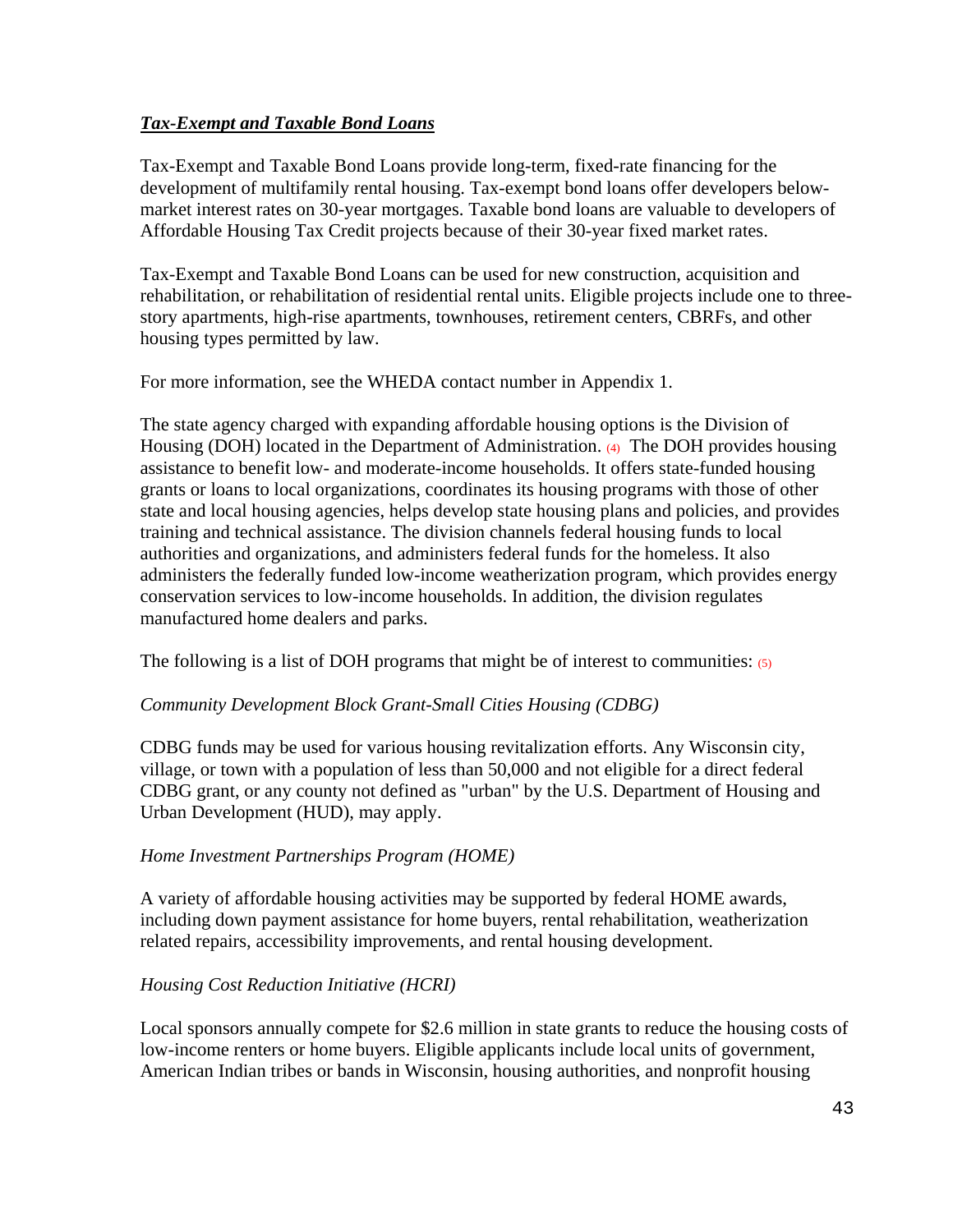***Tax-Exempt and Taxable Bond Loans***

Tax-Exempt and Taxable Bond Loans provide long-term, fixed-rate financing for the development of multifamily rental housing. Tax-exempt bond loans offer developers below-market interest rates on 30-year mortgages. Taxable bond loans are valuable to developers of Affordable Housing Tax Credit projects because of their 30-year fixed market rates.

Tax-Exempt and Taxable Bond Loans can be used for new construction, acquisition and rehabilitation, or rehabilitation of residential rental units. Eligible projects include one to three-story apartments, high-rise apartments, townhouses, retirement centers, CBRFs, and other housing types permitted by law.

For more information, see the WHEDA contact number in Appendix 1.

The state agency charged with expanding affordable housing options is the Division of Housing (DOH) located in the Department of Administration. (4) The DOH provides housing assistance to benefit low- and moderate-income households. It offers state-funded housing grants or loans to local organizations, coordinates its housing programs with those of other state and local housing agencies, helps develop state housing plans and policies, and provides training and technical assistance. The division channels federal housing funds to local authorities and organizations, and administers federal funds for the homeless. It also administers the federally funded low-income weatherization program, which provides energy conservation services to low-income households. In addition, the division regulates manufactured home dealers and parks.

The following is a list of DOH programs that might be of interest to communities: (5)

*Community Development Block Grant-Small Cities Housing (CDBG)*

CDBG funds may be used for various housing revitalization efforts. Any Wisconsin city, village, or town with a population of less than 50,000 and not eligible for a direct federal CDBG grant, or any county not defined as "urban" by the U.S. Department of Housing and Urban Development (HUD), may apply.

*Home Investment Partnerships Program (HOME)*

A variety of affordable housing activities may be supported by federal HOME awards, including down payment assistance for home buyers, rental rehabilitation, weatherization related repairs, accessibility improvements, and rental housing development.

*Housing Cost Reduction Initiative (HCRI)*

Local sponsors annually compete for $2.6 million in state grants to reduce the housing costs of low-income renters or home buyers. Eligible applicants include local units of government, American Indian tribes or bands in Wisconsin, housing authorities, and nonprofit housing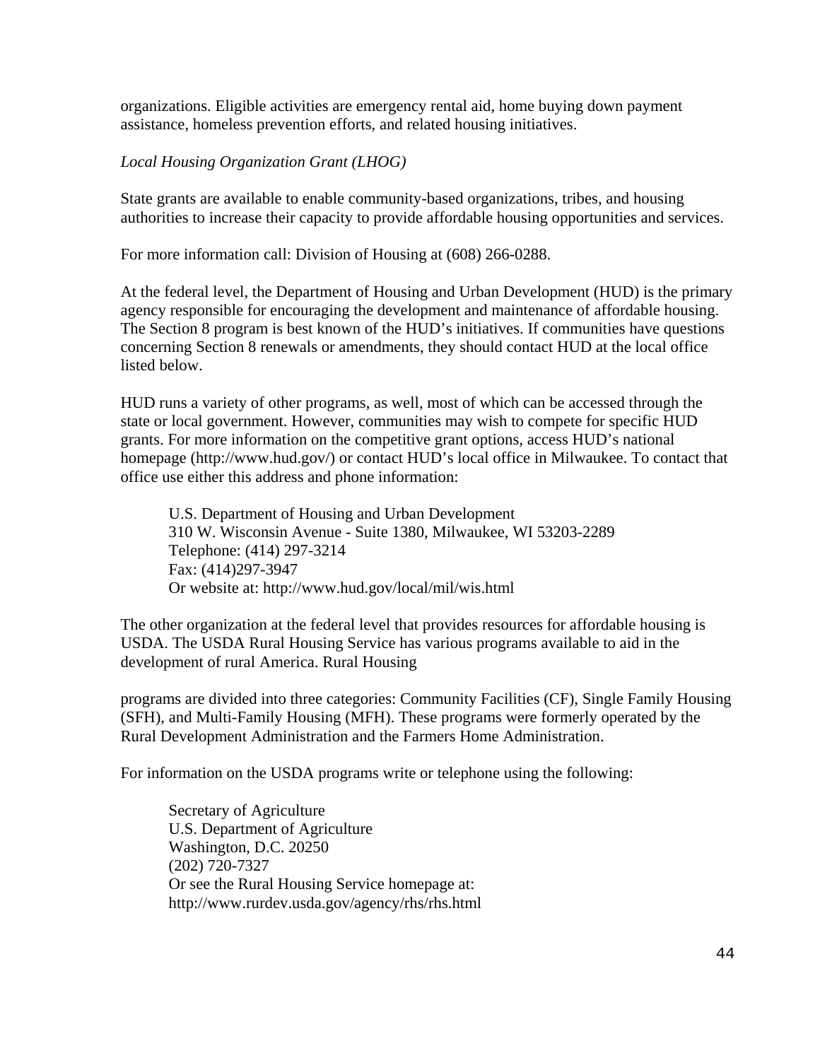organizations. Eligible activities are emergency rental aid, home buying down payment assistance, homeless prevention efforts, and related housing initiatives.

*Local Housing Organization Grant (LHOG)*

State grants are available to enable community-based organizations, tribes, and housing authorities to increase their capacity to provide affordable housing opportunities and services.

For more information call: Division of Housing at (608) 266-0288.

At the federal level, the Department of Housing and Urban Development (HUD) is the primary agency responsible for encouraging the development and maintenance of affordable housing. The Section 8 program is best known of the HUD's initiatives. If communities have questions concerning Section 8 renewals or amendments, they should contact HUD at the local office listed below.

HUD runs a variety of other programs, as well, most of which can be accessed through the state or local government. However, communities may wish to compete for specific HUD grants. For more information on the competitive grant options, access HUD's national homepage (http://www.hud.gov/) or contact HUD's local office in Milwaukee. To contact that office use either this address and phone information:

> U.S. Department of Housing and Urban Development
> 310 W. Wisconsin Avenue - Suite 1380, Milwaukee, WI 53203-2289
> Telephone: (414) 297-3214
> Fax: (414)297-3947
> Or website at: http://www.hud.gov/local/mil/wis.html

The other organization at the federal level that provides resources for affordable housing is USDA. The USDA Rural Housing Service has various programs available to aid in the development of rural America. Rural Housing programs are divided into three categories: Community Facilities (CF), Single Family Housing (SFH), and Multi-Family Housing (MFH). These programs were formerly operated by the Rural Development Administration and the Farmers Home Administration.

For information on the USDA programs write or telephone using the following:

> Secretary of Agriculture
> U.S. Department of Agriculture
> Washington, D.C. 20250
> (202) 720-7327
> Or see the Rural Housing Service homepage at:
> http://www.rurdev.usda.gov/agency/rhs/rhs.html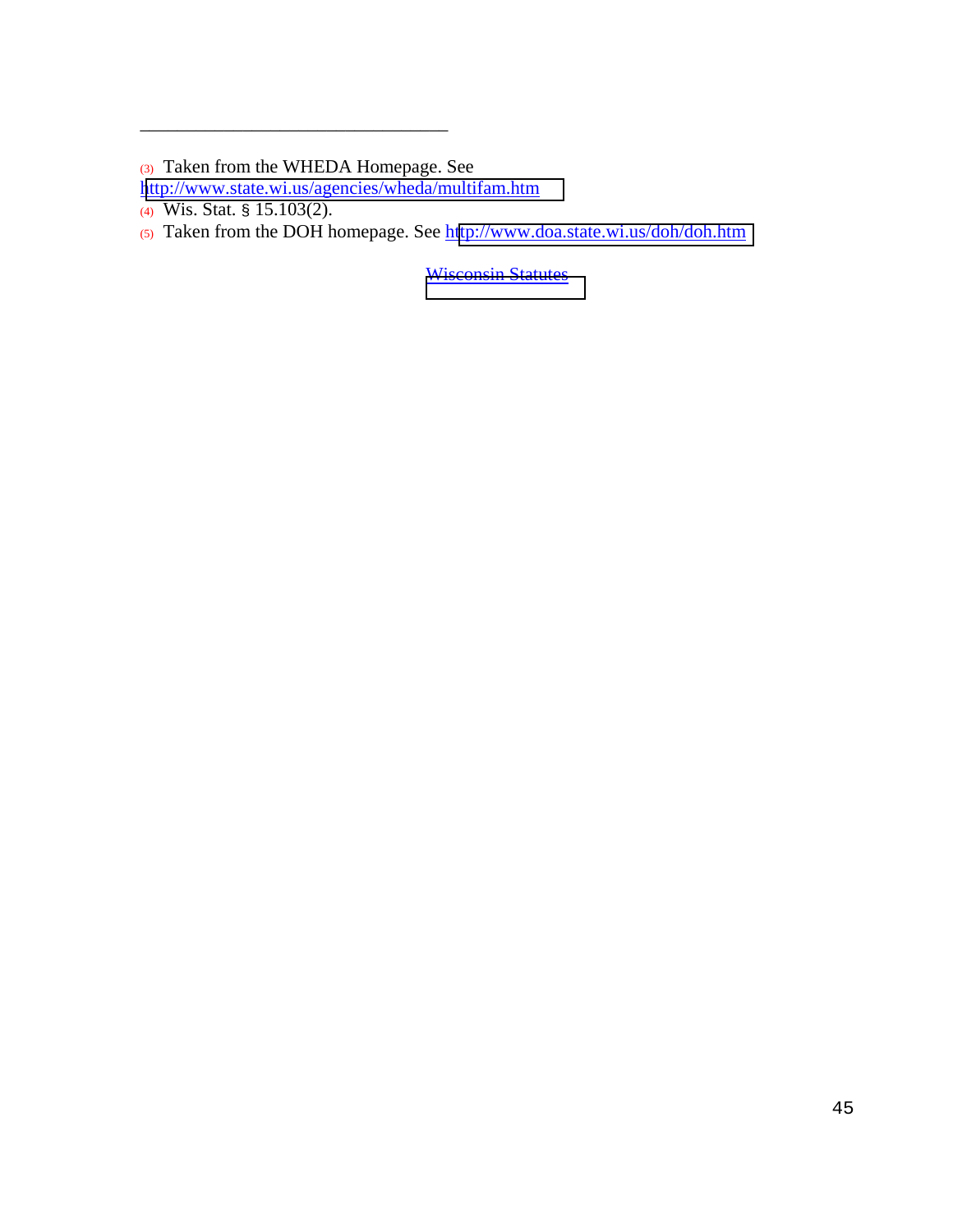---

[3] Taken from the WHEDA Homepage. See http://www.state.wi.us/agencies/wheda/multifam.htm

[4] Wis. Stat. § 15.103(2).

[5] Taken from the DOH homepage. See http://www.doa.state.wi.us/doh/doh.htm

Wisconsin Statutes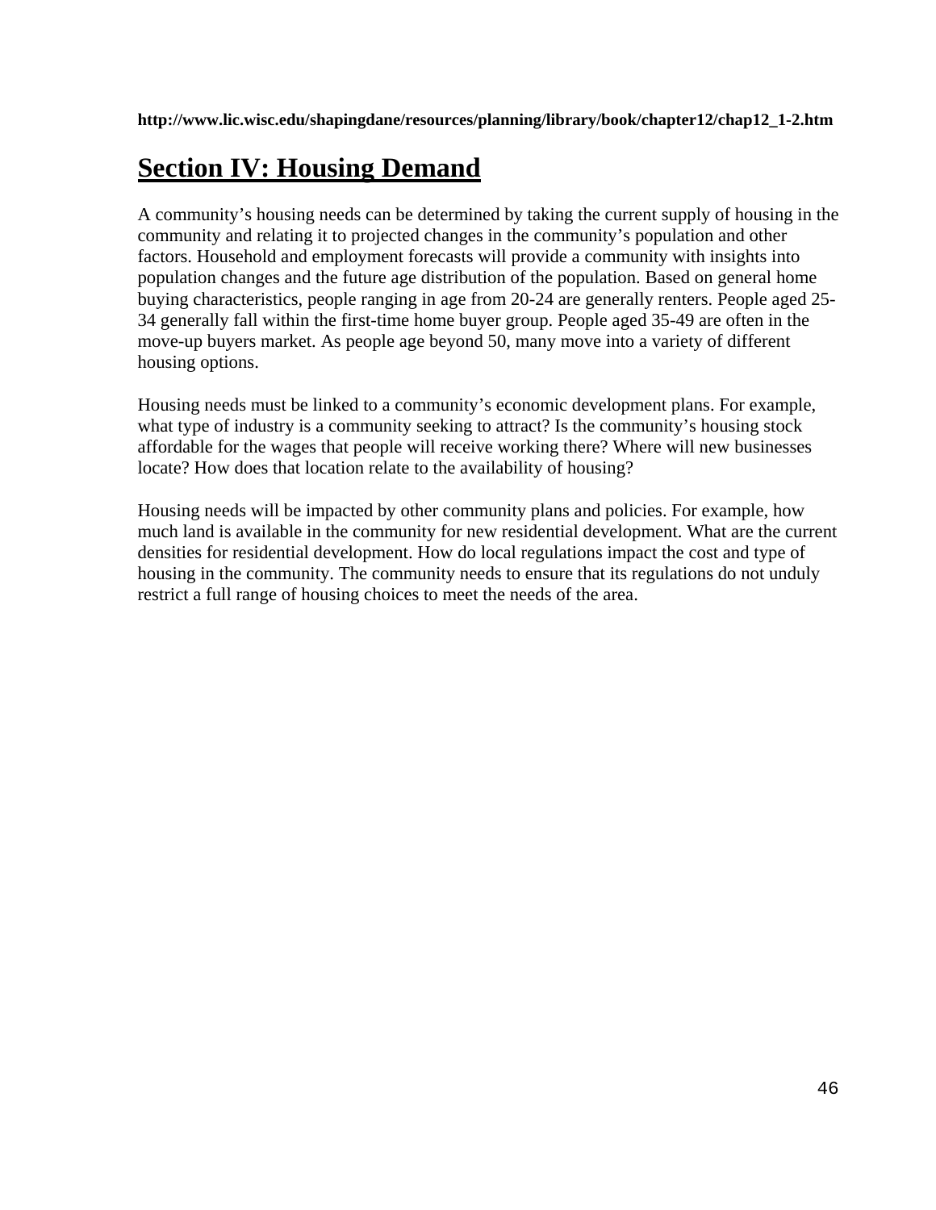**http://www.lic.wisc.edu/shapingdane/resources/planning/library/book/chapter12/chap12_1-2.htm**

# Section IV: Housing Demand

A community's housing needs can be determined by taking the current supply of housing in the community and relating it to projected changes in the community's population and other factors. Household and employment forecasts will provide a community with insights into population changes and the future age distribution of the population. Based on general home buying characteristics, people ranging in age from 20-24 are generally renters. People aged 25-34 generally fall within the first-time home buyer group. People aged 35-49 are often in the move-up buyers market. As people age beyond 50, many move into a variety of different housing options.

Housing needs must be linked to a community's economic development plans. For example, what type of industry is a community seeking to attract? Is the community's housing stock affordable for the wages that people will receive working there? Where will new businesses locate? How does that location relate to the availability of housing?

Housing needs will be impacted by other community plans and policies. For example, how much land is available in the community for new residential development. What are the current densities for residential development. How do local regulations impact the cost and type of housing in the community. The community needs to ensure that its regulations do not unduly restrict a full range of housing choices to meet the needs of the area.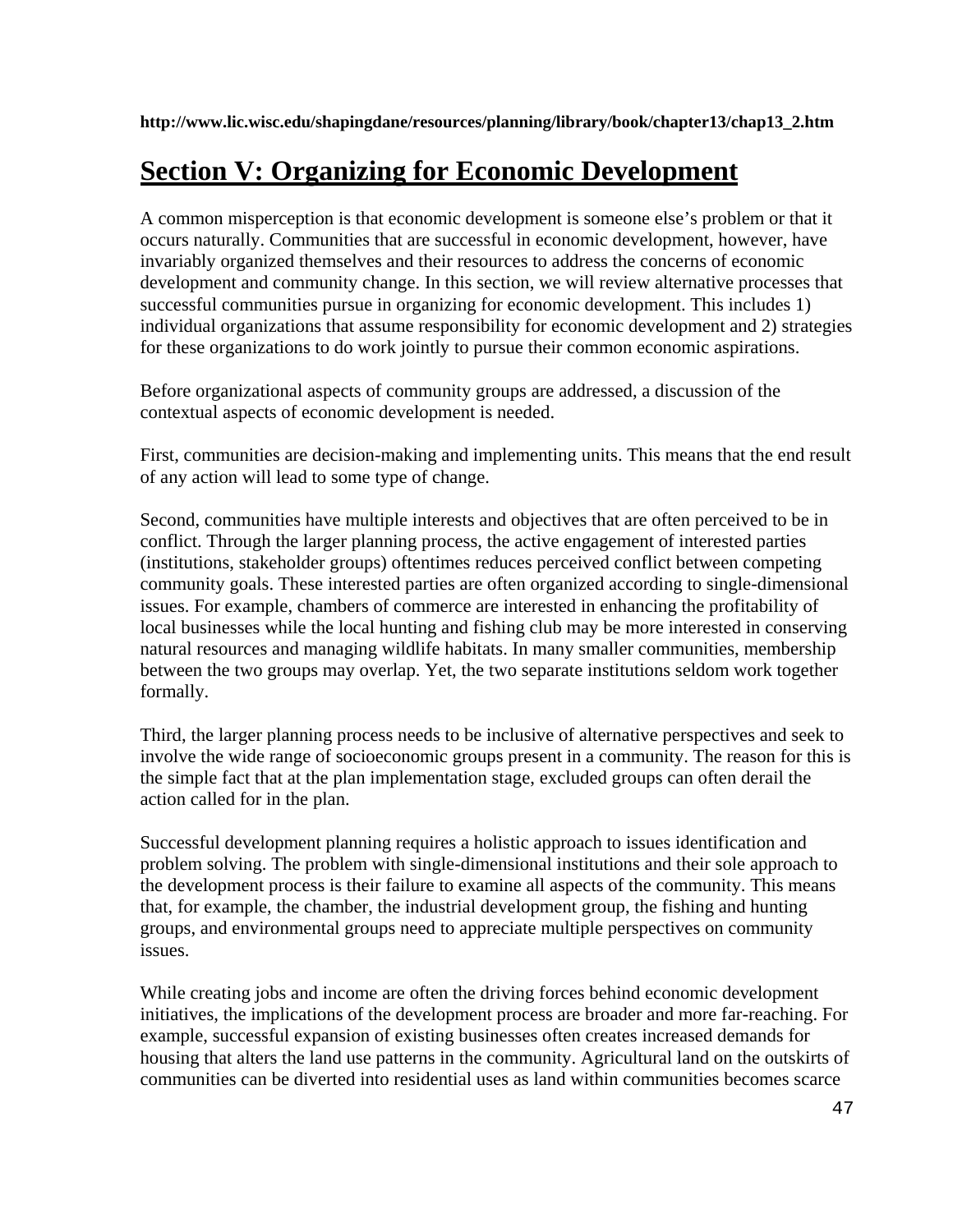**http://www.lic.wisc.edu/shapingdane/resources/planning/library/book/chapter13/chap13_2.htm**

# Section V: Organizing for Economic Development

A common misperception is that economic development is someone else's problem or that it occurs naturally. Communities that are successful in economic development, however, have invariably organized themselves and their resources to address the concerns of economic development and community change. In this section, we will review alternative processes that successful communities pursue in organizing for economic development. This includes 1) individual organizations that assume responsibility for economic development and 2) strategies for these organizations to do work jointly to pursue their common economic aspirations.

Before organizational aspects of community groups are addressed, a discussion of the contextual aspects of economic development is needed.

First, communities are decision-making and implementing units. This means that the end result of any action will lead to some type of change.

Second, communities have multiple interests and objectives that are often perceived to be in conflict. Through the larger planning process, the active engagement of interested parties (institutions, stakeholder groups) oftentimes reduces perceived conflict between competing community goals. These interested parties are often organized according to single-dimensional issues. For example, chambers of commerce are interested in enhancing the profitability of local businesses while the local hunting and fishing club may be more interested in conserving natural resources and managing wildlife habitats. In many smaller communities, membership between the two groups may overlap. Yet, the two separate institutions seldom work together formally.

Third, the larger planning process needs to be inclusive of alternative perspectives and seek to involve the wide range of socioeconomic groups present in a community. The reason for this is the simple fact that at the plan implementation stage, excluded groups can often derail the action called for in the plan.

Successful development planning requires a holistic approach to issues identification and problem solving. The problem with single-dimensional institutions and their sole approach to the development process is their failure to examine all aspects of the community. This means that, for example, the chamber, the industrial development group, the fishing and hunting groups, and environmental groups need to appreciate multiple perspectives on community issues.

While creating jobs and income are often the driving forces behind economic development initiatives, the implications of the development process are broader and more far-reaching. For example, successful expansion of existing businesses often creates increased demands for housing that alters the land use patterns in the community. Agricultural land on the outskirts of communities can be diverted into residential uses as land within communities becomes scarce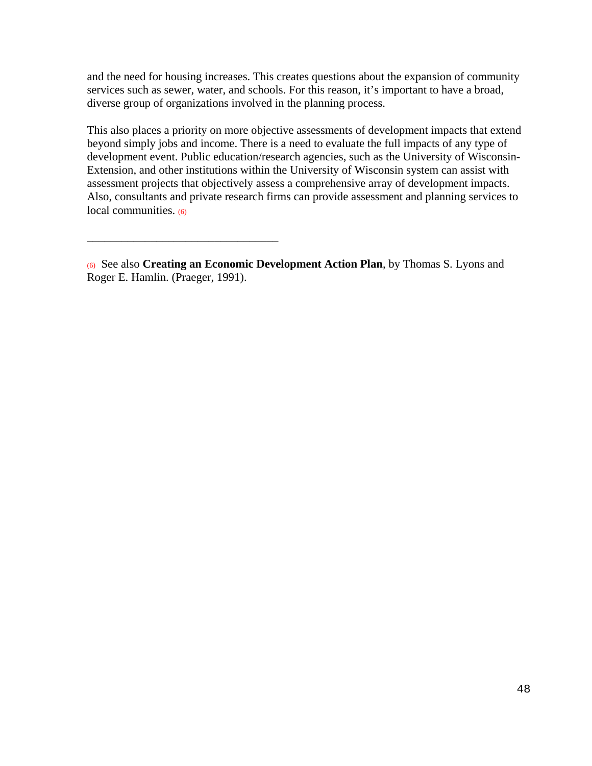and the need for housing increases. This creates questions about the expansion of community services such as sewer, water, and schools. For this reason, it's important to have a broad, diverse group of organizations involved in the planning process.

This also places a priority on more objective assessments of development impacts that extend beyond simply jobs and income. There is a need to evaluate the full impacts of any type of development event. Public education/research agencies, such as the University of Wisconsin-Extension, and other institutions within the University of Wisconsin system can assist with assessment projects that objectively assess a comprehensive array of development impacts. Also, consultants and private research firms can provide assessment and planning services to local communities. (6)

---

(6) See also **Creating an Economic Development Action Plan**, by Thomas S. Lyons and Roger E. Hamlin. (Praeger, 1991).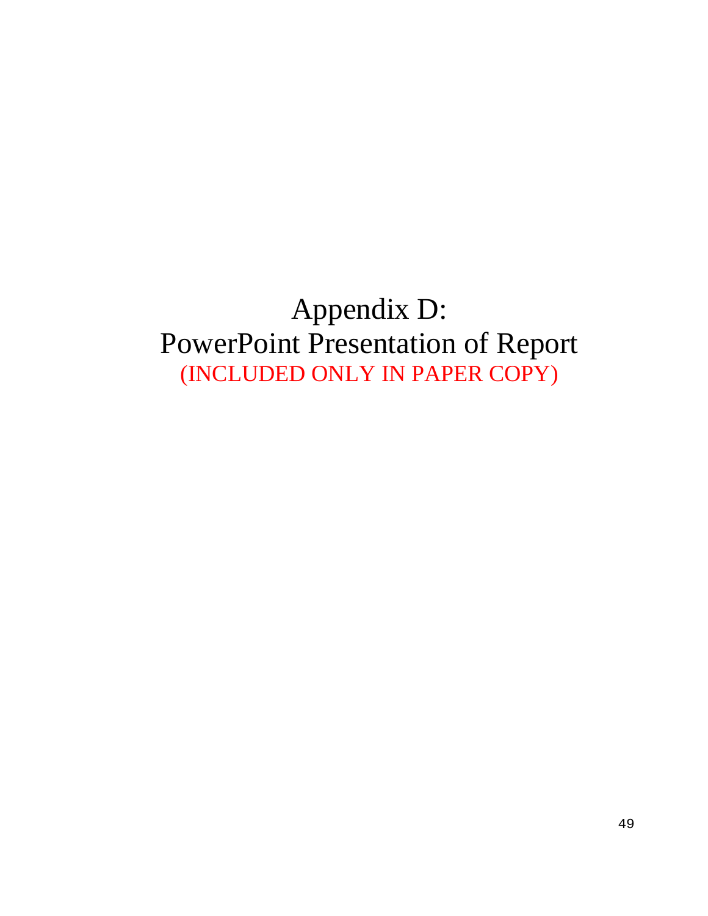# Appendix D: PowerPoint Presentation of Report

(INCLUDED ONLY IN PAPER COPY)